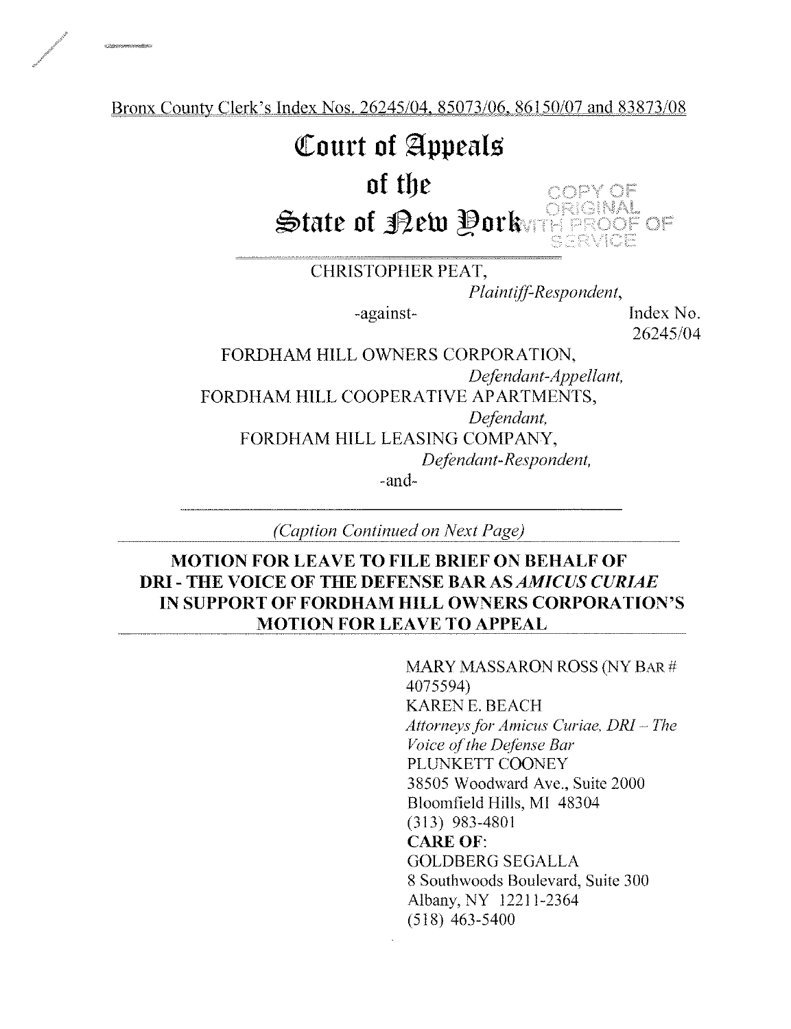Bronx County Clerk's Index Nos. 26245/04, 85073/06, 86150/07 and 83873/08

# Court of Appeals of the State of New York

COPY OF ORIGINAL WITH PROOF OF SERVICE

CHRISTOPHER PEAT,

*Plaintiff-Respondent,*

-against-

Index No. 26245/04

FORDHAM HILL OWNERS CORPORATION,

*Defendant-Appellant,*

FORDHAM HILL COOPERATIVE APARTMENTS,

*Defendant,*

FORDHAM HILL LEASING COMPANY,

*Defendant-Respondent,*

-and-

*(Caption Continued on Next Page)*

## MOTION FOR LEAVE TO FILE BRIEF ON BEHALF OF DRI - THE VOICE OF THE DEFENSE BAR AS *AMICUS CURIAE* IN SUPPORT OF FORDHAM HILL OWNERS CORPORATION'S MOTION FOR LEAVE TO APPEAL

MARY MASSARON ROSS (NY BAR # 4075594)
KAREN E. BEACH
*Attorneys for Amicus Curiae, DRI – The Voice of the Defense Bar*
PLUNKETT COONEY
38505 Woodward Ave., Suite 2000
Bloomfield Hills, MI 48304
(313) 983-4801
**CARE OF**:
GOLDBERG SEGALLA
8 Southwoods Boulevard, Suite 300
Albany, NY 12211-2364
(518) 463-5400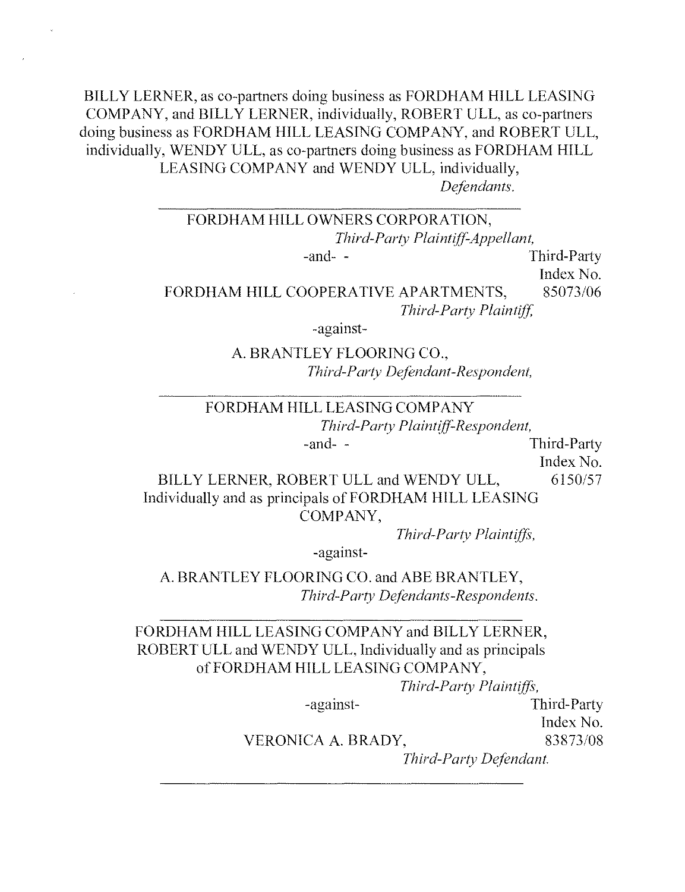BILLY LERNER, as co-partners doing business as FORDHAM HILL LEASING COMPANY, and BILLY LERNER, individually, ROBERT ULL, as co-partners doing business as FORDHAM HILL LEASING COMPANY, and ROBERT ULL, individually, WENDY ULL, as co-partners doing business as FORDHAM HILL LEASING COMPANY and WENDY ULL, individually,

*Defendants.*

---

FORDHAM HILL OWNERS CORPORATION,

*Third-Party Plaintiff-Appellant,*

-and- -

FORDHAM HILL COOPERATIVE APARTMENTS,

*Third-Party Plaintiff,*

Third-Party Index No. 85073/06

-against-

A. BRANTLEY FLOORING CO.,

*Third-Party Defendant-Respondent,*

---

FORDHAM HILL LEASING COMPANY

*Third-Party Plaintiff-Respondent,*

-and- -

BILLY LERNER, ROBERT ULL and WENDY ULL, Individually and as principals of FORDHAM HILL LEASING COMPANY,

*Third-Party Plaintiffs,*

Third-Party Index No. 6150/57

-against-

A. BRANTLEY FLOORING CO. and ABE BRANTLEY,

*Third-Party Defendants-Respondents.*

---

FORDHAM HILL LEASING COMPANY and BILLY LERNER, ROBERT ULL and WENDY ULL, Individually and as principals of FORDHAM HILL LEASING COMPANY,

*Third-Party Plaintiffs,*

-against-

VERONICA A. BRADY,

*Third-Party Defendant.*

Third-Party Index No. 83873/08

---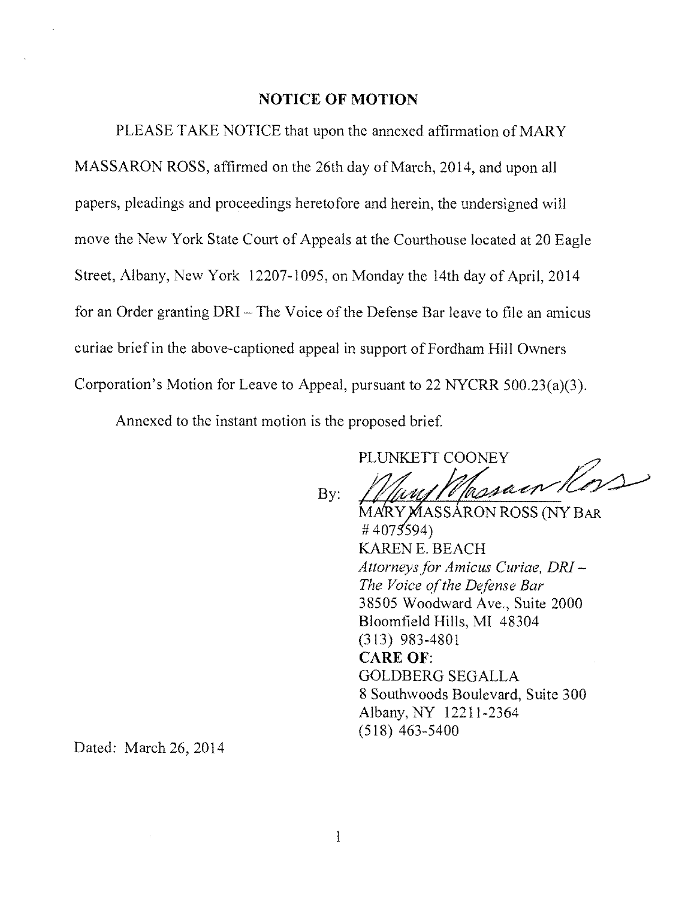## NOTICE OF MOTION

PLEASE TAKE NOTICE that upon the annexed affirmation of MARY MASSARON ROSS, affirmed on the 26th day of March, 2014, and upon all papers, pleadings and proceedings heretofore and herein, the undersigned will move the New York State Court of Appeals at the Courthouse located at 20 Eagle Street, Albany, New York 12207-1095, on Monday the 14th day of April, 2014 for an Order granting DRI – The Voice of the Defense Bar leave to file an amicus curiae brief in the above-captioned appeal in support of Fordham Hill Owners Corporation's Motion for Leave to Appeal, pursuant to 22 NYCRR 500.23(a)(3).

Annexed to the instant motion is the proposed brief.

PLUNKETT COONEY

By: Mary Massaron Ross

MARY MASSARON ROSS (NY BAR # 4075594)
KAREN E. BEACH
*Attorneys for Amicus Curiae, DRI – The Voice of the Defense Bar*
38505 Woodward Ave., Suite 2000
Bloomfield Hills, MI 48304
(313) 983-4801
**CARE OF**:
GOLDBERG SEGALLA
8 Southwoods Boulevard, Suite 300
Albany, NY 12211-2364
(518) 463-5400

Dated: March 26, 2014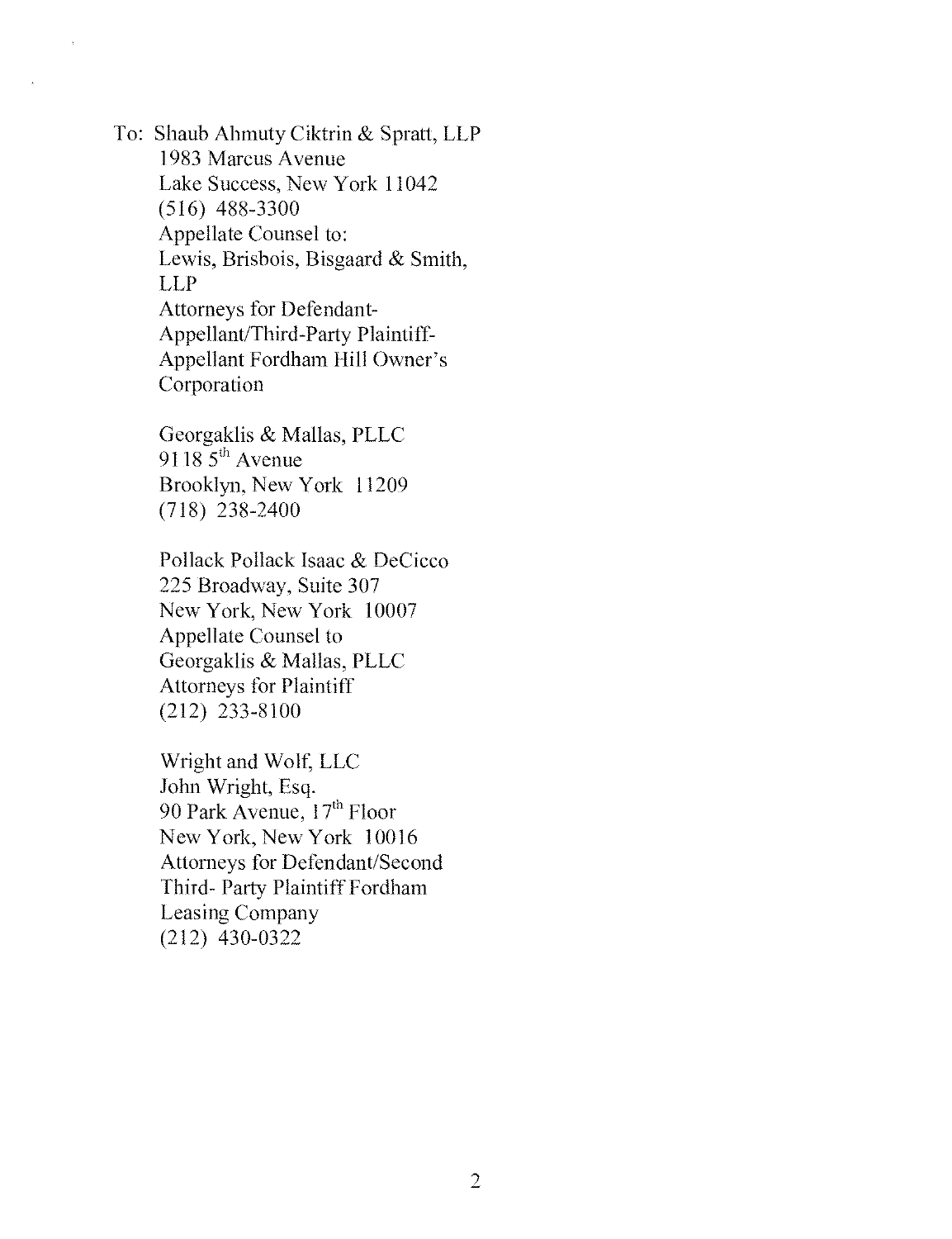To: Shaub Ahmuty Ciktrin & Spratt, LLP
1983 Marcus Avenue
Lake Success, New York 11042
(516) 488-3300
Appellate Counsel to:
Lewis, Brisbois, Bisgaard & Smith, LLP
Attorneys for Defendant-Appellant/Third-Party Plaintiff-Appellant Fordham Hill Owner's Corporation

Georgaklis & Mallas, PLLC
9118 5th Avenue
Brooklyn, New York 11209
(718) 238-2400

Pollack Pollack Isaac & DeCicco
225 Broadway, Suite 307
New York, New York 10007
Appellate Counsel to
Georgaklis & Mallas, PLLC
Attorneys for Plaintiff
(212) 233-8100

Wright and Wolf, LLC
John Wright, Esq.
90 Park Avenue, 17th Floor
New York, New York 10016
Attorneys for Defendant/Second Third- Party Plaintiff Fordham Leasing Company
(212) 430-0322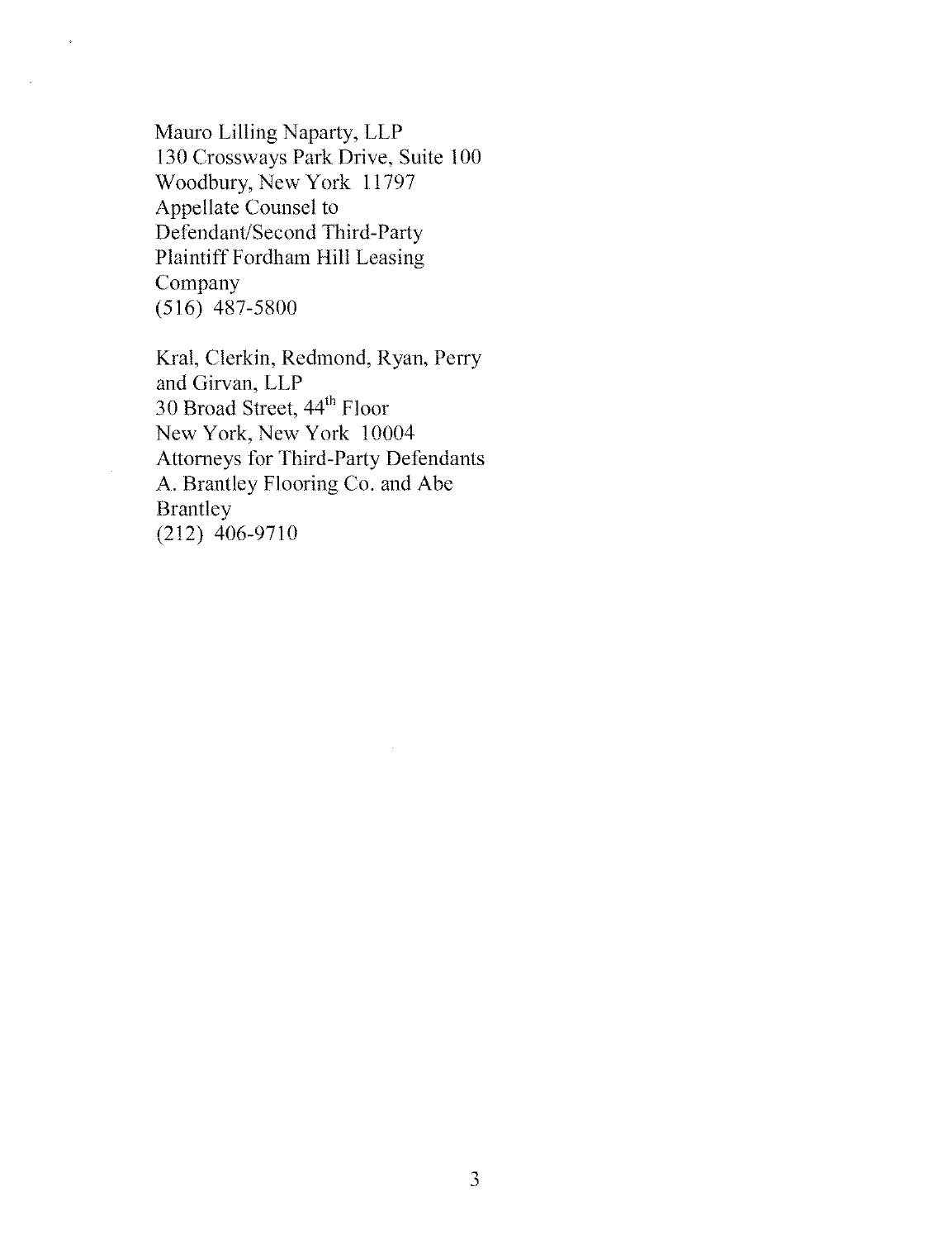Mauro Lilling Naparty, LLP
130 Crossways Park Drive, Suite 100
Woodbury, New York 11797
Appellate Counsel to
Defendant/Second Third-Party
Plaintiff Fordham Hill Leasing
Company
(516) 487-5800

Kral, Clerkin, Redmond, Ryan, Perry
and Girvan, LLP
30 Broad Street, 44th Floor
New York, New York 10004
Attorneys for Third-Party Defendants
A. Brantley Flooring Co. and Abe
Brantley
(212) 406-9710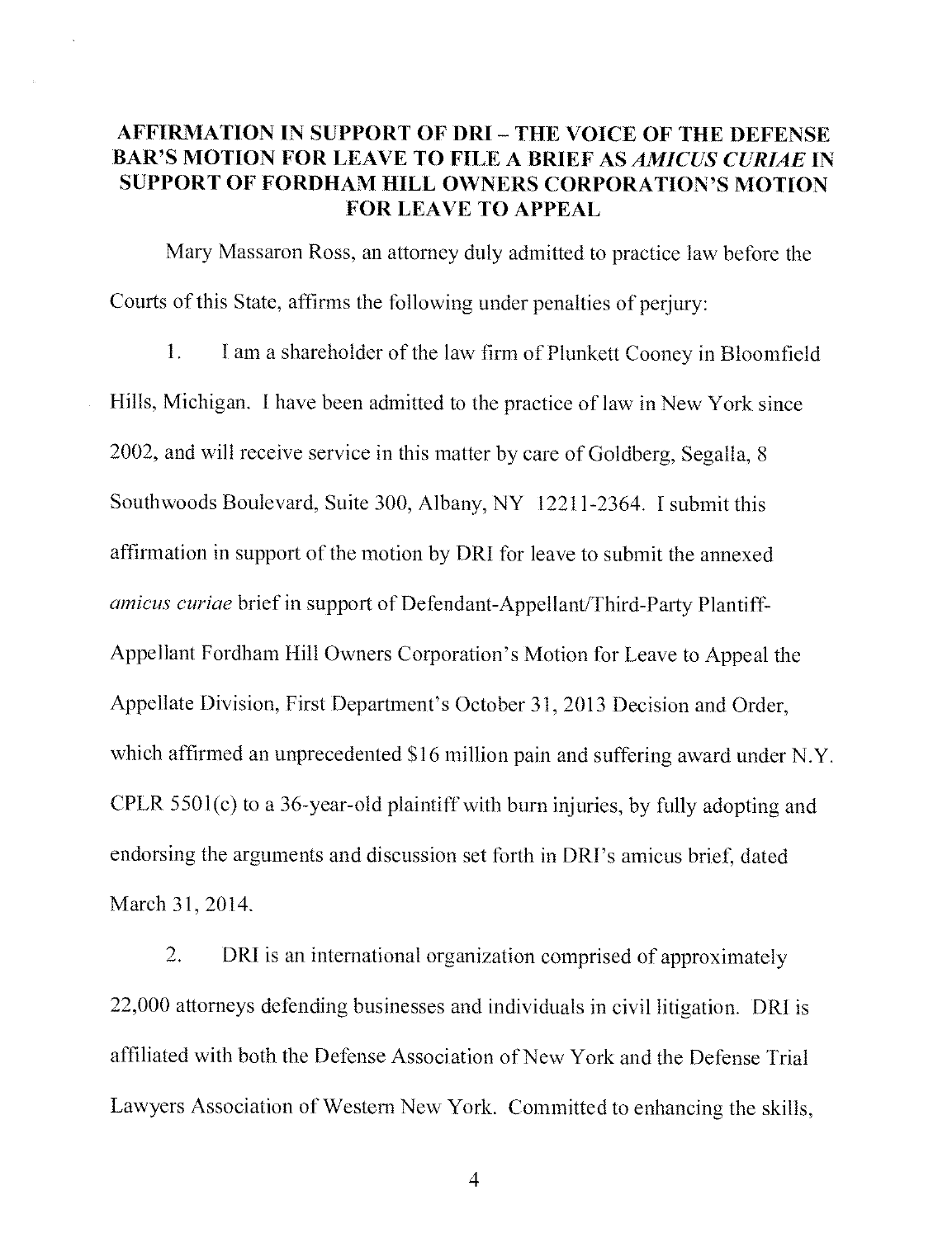## AFFIRMATION IN SUPPORT OF DRI – THE VOICE OF THE DEFENSE BAR'S MOTION FOR LEAVE TO FILE A BRIEF AS *AMICUS CURIAE* IN SUPPORT OF FORDHAM HILL OWNERS CORPORATION'S MOTION FOR LEAVE TO APPEAL

Mary Massaron Ross, an attorney duly admitted to practice law before the Courts of this State, affirms the following under penalties of perjury:

1. I am a shareholder of the law firm of Plunkett Cooney in Bloomfield Hills, Michigan. I have been admitted to the practice of law in New York since 2002, and will receive service in this matter by care of Goldberg, Segalla, 8 Southwoods Boulevard, Suite 300, Albany, NY 12211-2364. I submit this affirmation in support of the motion by DRI for leave to submit the annexed *amicus curiae* brief in support of Defendant-Appellant/Third-Party Plantiff-Appellant Fordham Hill Owners Corporation's Motion for Leave to Appeal the Appellate Division, First Department's October 31, 2013 Decision and Order, which affirmed an unprecedented $16 million pain and suffering award under N.Y. CPLR 5501(c) to a 36-year-old plaintiff with burn injuries, by fully adopting and endorsing the arguments and discussion set forth in DRI's amicus brief, dated March 31, 2014.

2. DRI is an international organization comprised of approximately 22,000 attorneys defending businesses and individuals in civil litigation. DRI is affiliated with both the Defense Association of New York and the Defense Trial Lawyers Association of Western New York. Committed to enhancing the skills,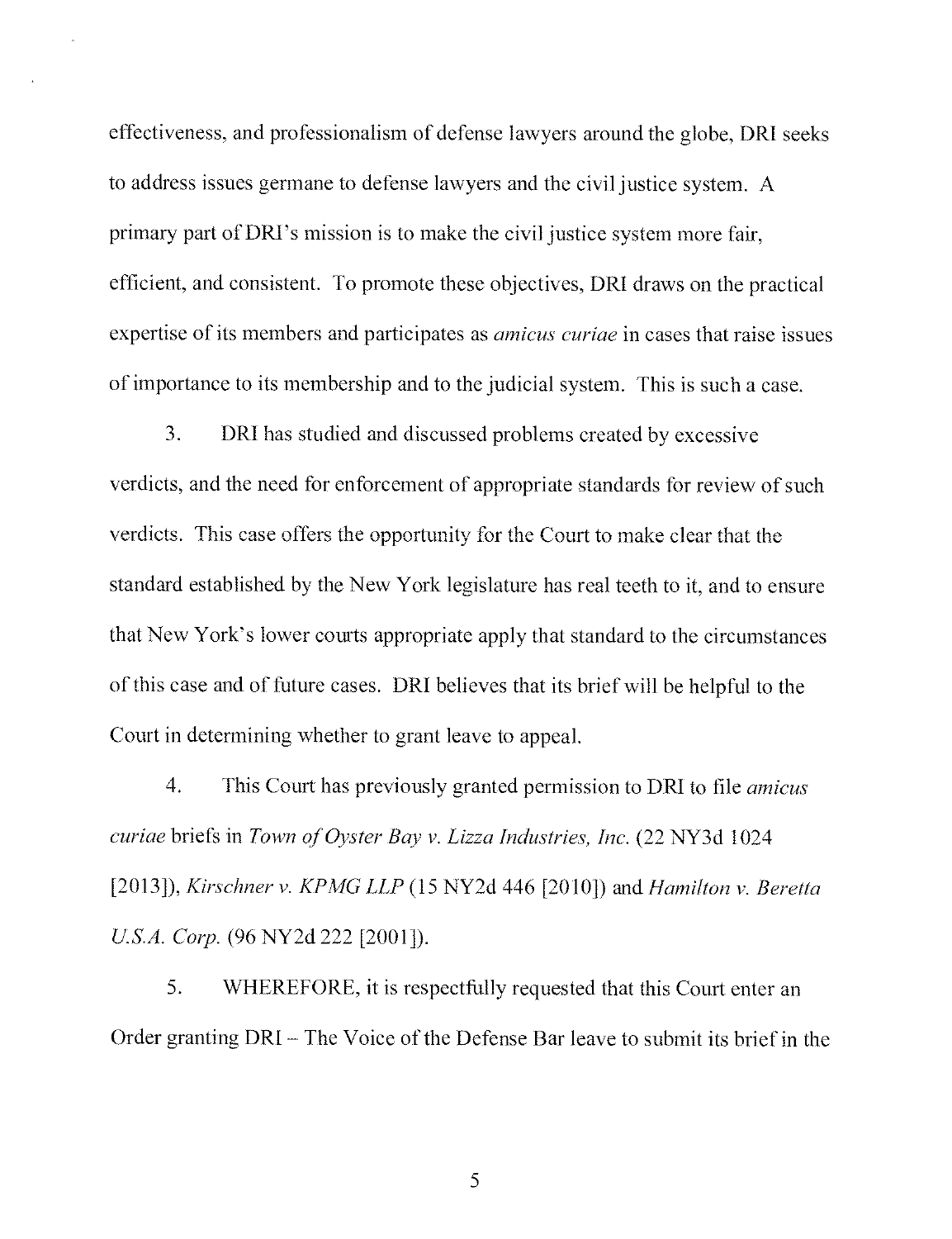effectiveness, and professionalism of defense lawyers around the globe, DRI seeks to address issues germane to defense lawyers and the civil justice system. A primary part of DRI's mission is to make the civil justice system more fair, efficient, and consistent. To promote these objectives, DRI draws on the practical expertise of its members and participates as *amicus curiae* in cases that raise issues of importance to its membership and to the judicial system. This is such a case.

3. DRI has studied and discussed problems created by excessive verdicts, and the need for enforcement of appropriate standards for review of such verdicts. This case offers the opportunity for the Court to make clear that the standard established by the New York legislature has real teeth to it, and to ensure that New York's lower courts appropriate apply that standard to the circumstances of this case and of future cases. DRI believes that its brief will be helpful to the Court in determining whether to grant leave to appeal.

4. This Court has previously granted permission to DRI to file *amicus curiae* briefs in *Town of Oyster Bay v. Lizza Industries, Inc.* (22 NY3d 1024 [2013]), *Kirschner v. KPMG LLP* (15 NY2d 446 [2010]) and *Hamilton v. Beretta U.S.A. Corp.* (96 NY2d 222 [2001]).

5. WHEREFORE, it is respectfully requested that this Court enter an Order granting DRI – The Voice of the Defense Bar leave to submit its brief in the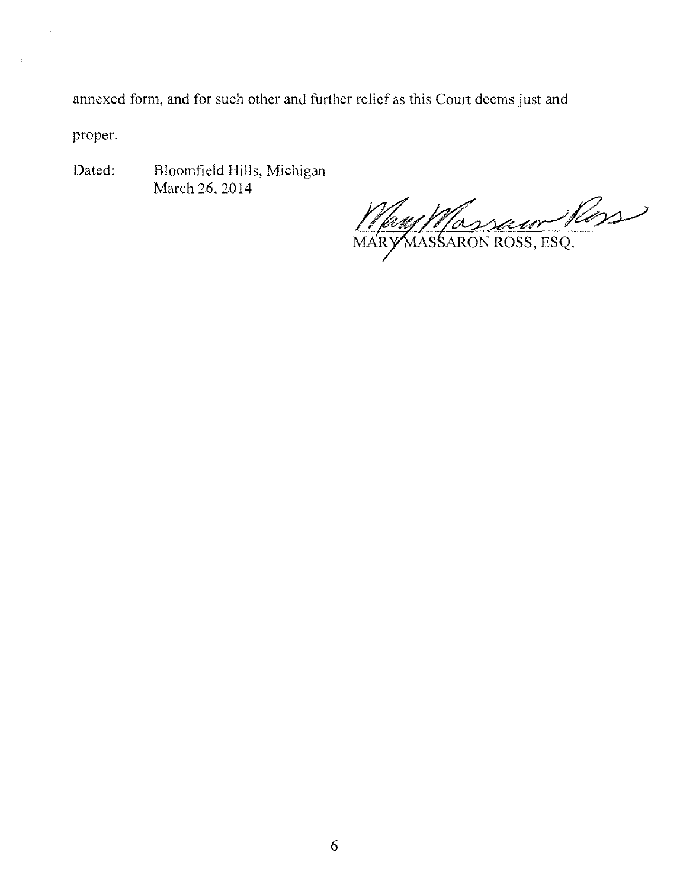annexed form, and for such other and further relief as this Court deems just and proper.

Dated: Bloomfield Hills, Michigan
March 26, 2014

MARY MASSARON ROSS, ESQ.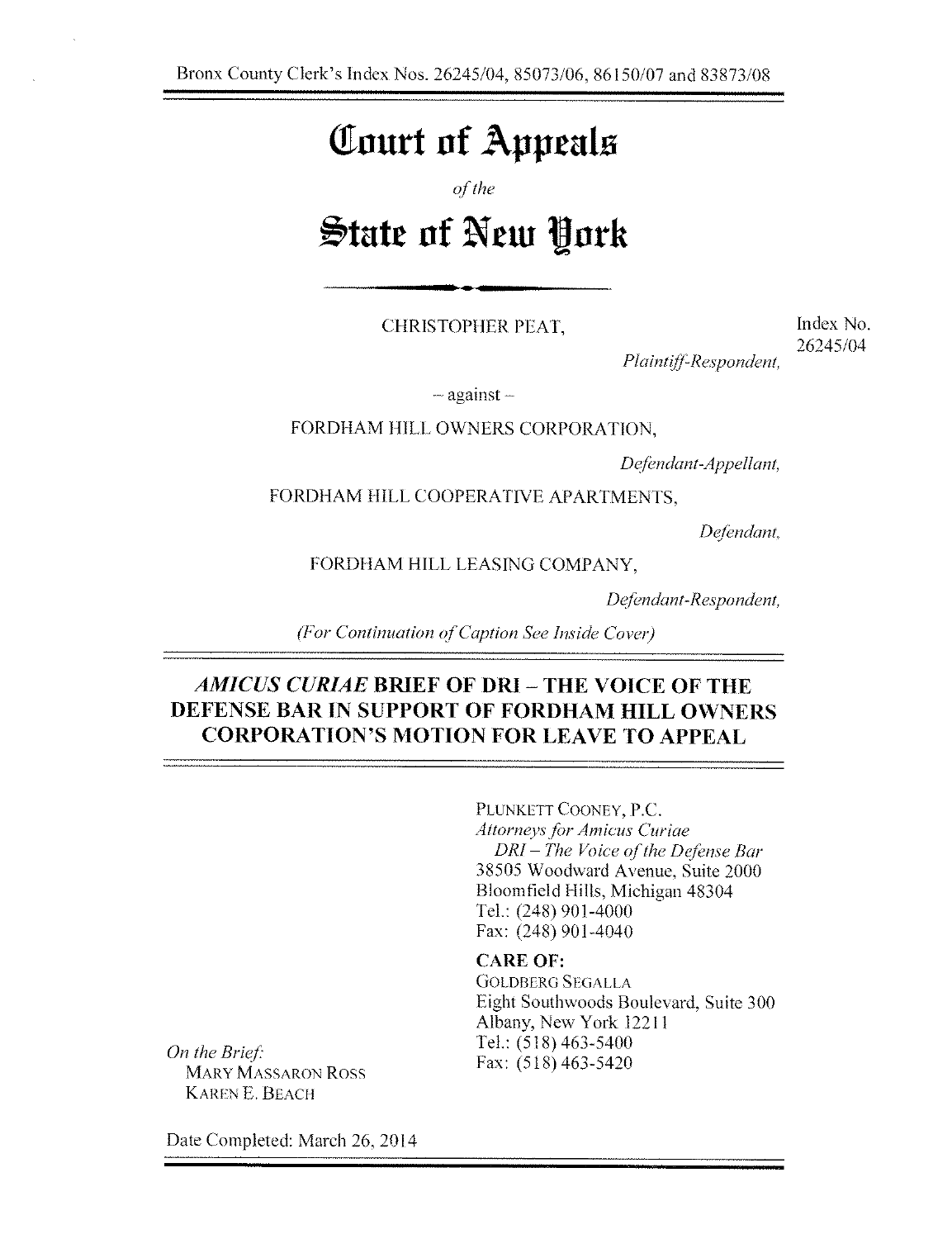Bronx County Clerk's Index Nos. 26245/04, 85073/06, 86150/07 and 83873/08

# Court of Appeals

*of the*

# State of New York

CHRISTOPHER PEAT,

Index No. 26245/04

*Plaintiff-Respondent,*

– against –

FORDHAM HILL OWNERS CORPORATION,

*Defendant-Appellant,*

FORDHAM HILL COOPERATIVE APARTMENTS,

*Defendant,*

FORDHAM HILL LEASING COMPANY,

*Defendant-Respondent,*

*(For Continuation of Caption See Inside Cover)*

## *AMICUS CURIAE* BRIEF OF DRI – THE VOICE OF THE DEFENSE BAR IN SUPPORT OF FORDHAM HILL OWNERS CORPORATION'S MOTION FOR LEAVE TO APPEAL

PLUNKETT COONEY, P.C.
*Attorneys for Amicus Curiae*
*DRI – The Voice of the Defense Bar*
38505 Woodward Avenue, Suite 2000
Bloomfield Hills, Michigan 48304
Tel.: (248) 901-4000
Fax: (248) 901-4040

**CARE OF:**
GOLDBERG SEGALLA
Eight Southwoods Boulevard, Suite 300
Albany, New York 12211
Tel.: (518) 463-5400
Fax: (518) 463-5420

*On the Brief:*
MARY MASSARON ROSS
KAREN E. BEACH

Date Completed: March 26, 2014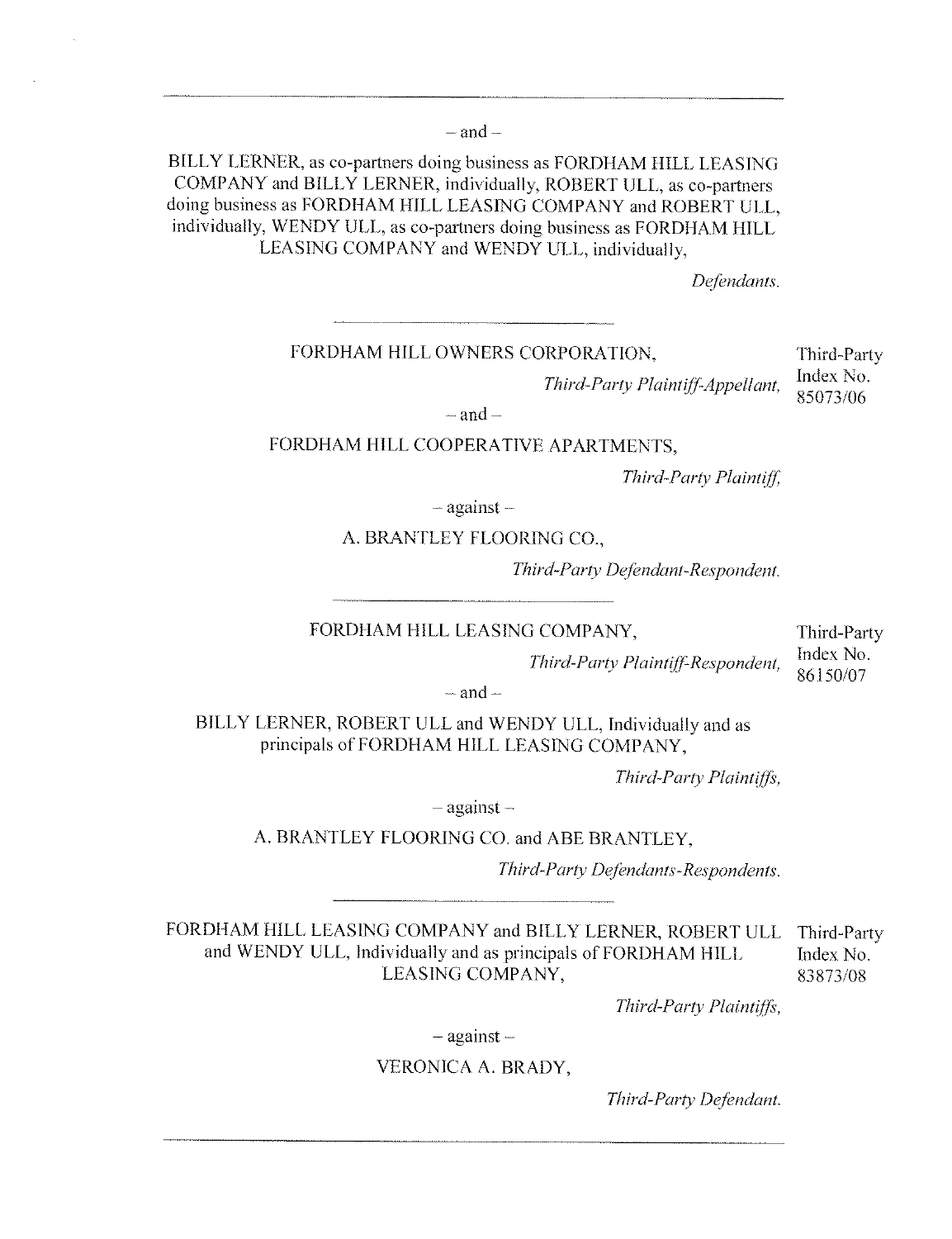– and –

BILLY LERNER, as co-partners doing business as FORDHAM HILL LEASING COMPANY and BILLY LERNER, individually, ROBERT ULL, as co-partners doing business as FORDHAM HILL LEASING COMPANY and ROBERT ULL, individually, WENDY ULL, as co-partners doing business as FORDHAM HILL LEASING COMPANY and WENDY ULL, individually,

*Defendants.*

---

FORDHAM HILL OWNERS CORPORATION,

*Third-Party Plaintiff-Appellant,*

Third-Party Index No. 85073/06

– and –

FORDHAM HILL COOPERATIVE APARTMENTS,

*Third-Party Plaintiff,*

– against –

A. BRANTLEY FLOORING CO.,

*Third-Party Defendant-Respondent.*

---

FORDHAM HILL LEASING COMPANY,

*Third-Party Plaintiff-Respondent,*

Third-Party Index No. 86150/07

– and –

BILLY LERNER, ROBERT ULL and WENDY ULL, Individually and as principals of FORDHAM HILL LEASING COMPANY,

*Third-Party Plaintiffs,*

– against –

A. BRANTLEY FLOORING CO. and ABE BRANTLEY,

*Third-Party Defendants-Respondents.*

---

FORDHAM HILL LEASING COMPANY and BILLY LERNER, ROBERT ULL and WENDY ULL, Individually and as principals of FORDHAM HILL LEASING COMPANY,

Third-Party Index No. 83873/08

*Third-Party Plaintiffs,*

– against –

VERONICA A. BRADY,

*Third-Party Defendant.*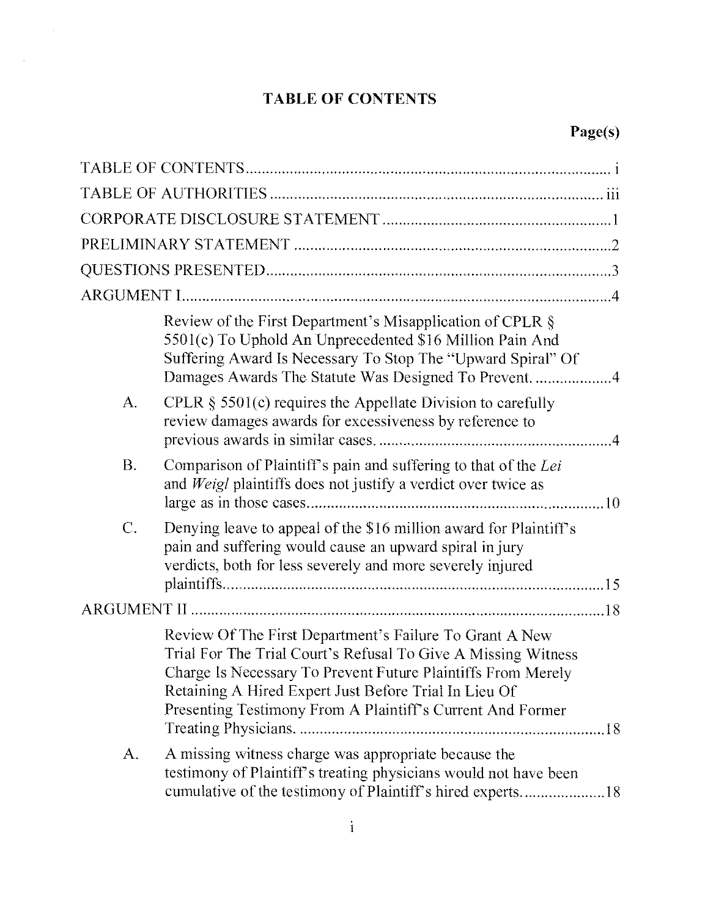# TABLE OF CONTENTS

**Page(s)**

TABLE OF CONTENTS ........................................................................................... i

TABLE OF AUTHORITIES .................................................................................. iii

CORPORATE DISCLOSURE STATEMENT ........................................................ 1

PRELIMINARY STATEMENT ............................................................................. 2

QUESTIONS PRESENTED .................................................................................... 3

ARGUMENT I ......................................................................................................... 4

Review of the First Department's Misapplication of CPLR § 5501(c) To Uphold An Unprecedented $16 Million Pain And Suffering Award Is Necessary To Stop The "Upward Spiral" Of Damages Awards The Statute Was Designed To Prevent. .................. 4

A. CPLR § 5501(c) requires the Appellate Division to carefully review damages awards for excessiveness by reference to previous awards in similar cases. ......................................................... 4

B. Comparison of Plaintiff's pain and suffering to that of the *Lei* and *Weigl* plaintiffs does not justify a verdict over twice as large as in those cases ........................................................................ 10

C. Denying leave to appeal of the $16 million award for Plaintiff's pain and suffering would cause an upward spiral in jury verdicts, both for less severely and more severely injured plaintiffs ............................................................................................ 15

ARGUMENT II ...................................................................................................... 18

Review Of The First Department's Failure To Grant A New Trial For The Trial Court's Refusal To Give A Missing Witness Charge Is Necessary To Prevent Future Plaintiffs From Merely Retaining A Hired Expert Just Before Trial In Lieu Of Presenting Testimony From A Plaintiff's Current And Former Treating Physicians. ........................................................................... 18

A. A missing witness charge was appropriate because the testimony of Plaintiff's treating physicians would not have been cumulative of the testimony of Plaintiff's hired experts .................... 18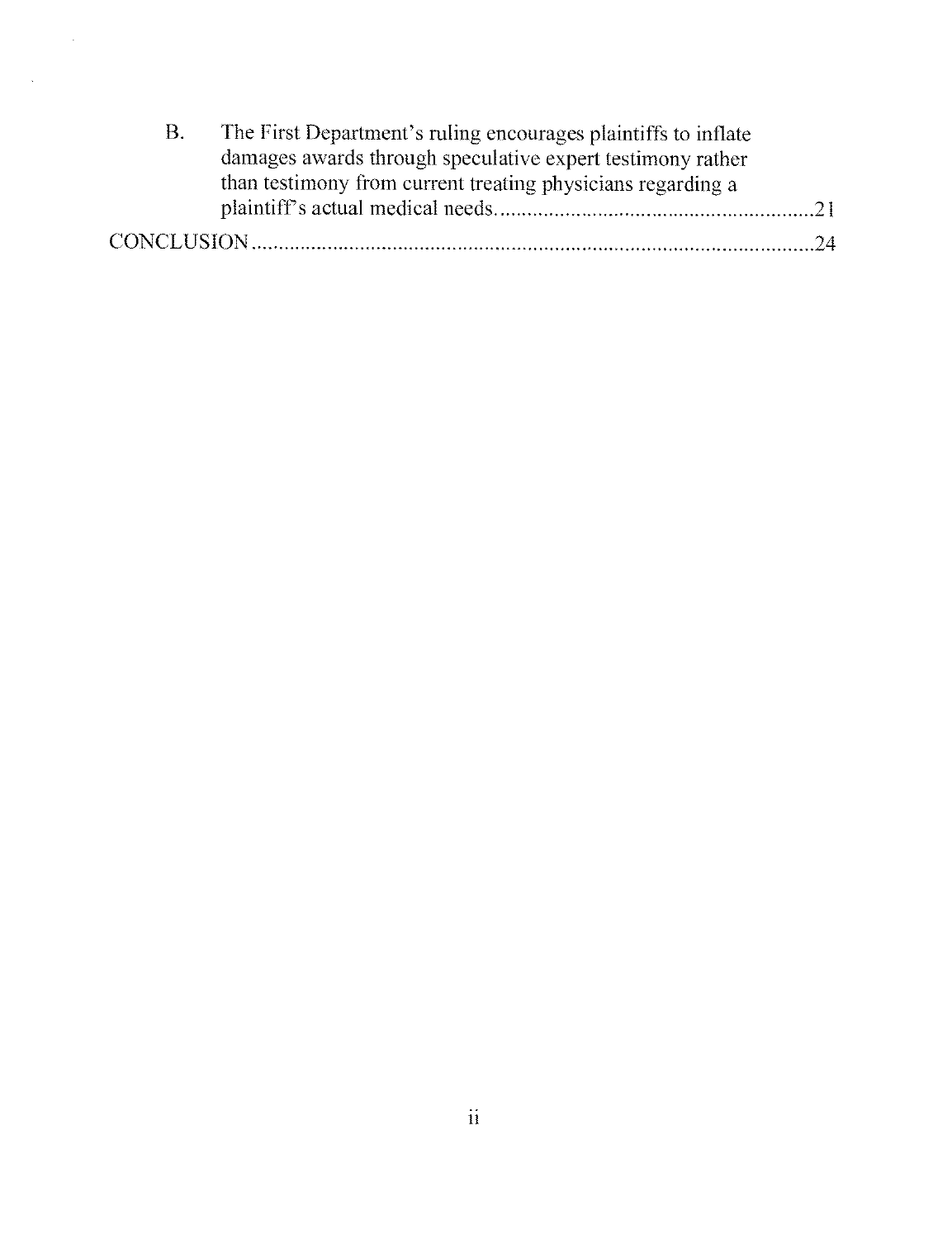B. The First Department's ruling encourages plaintiffs to inflate damages awards through speculative expert testimony rather than testimony from current treating physicians regarding a plaintiff's actual medical needs.........................................................21

CONCLUSION.........................................................................................................24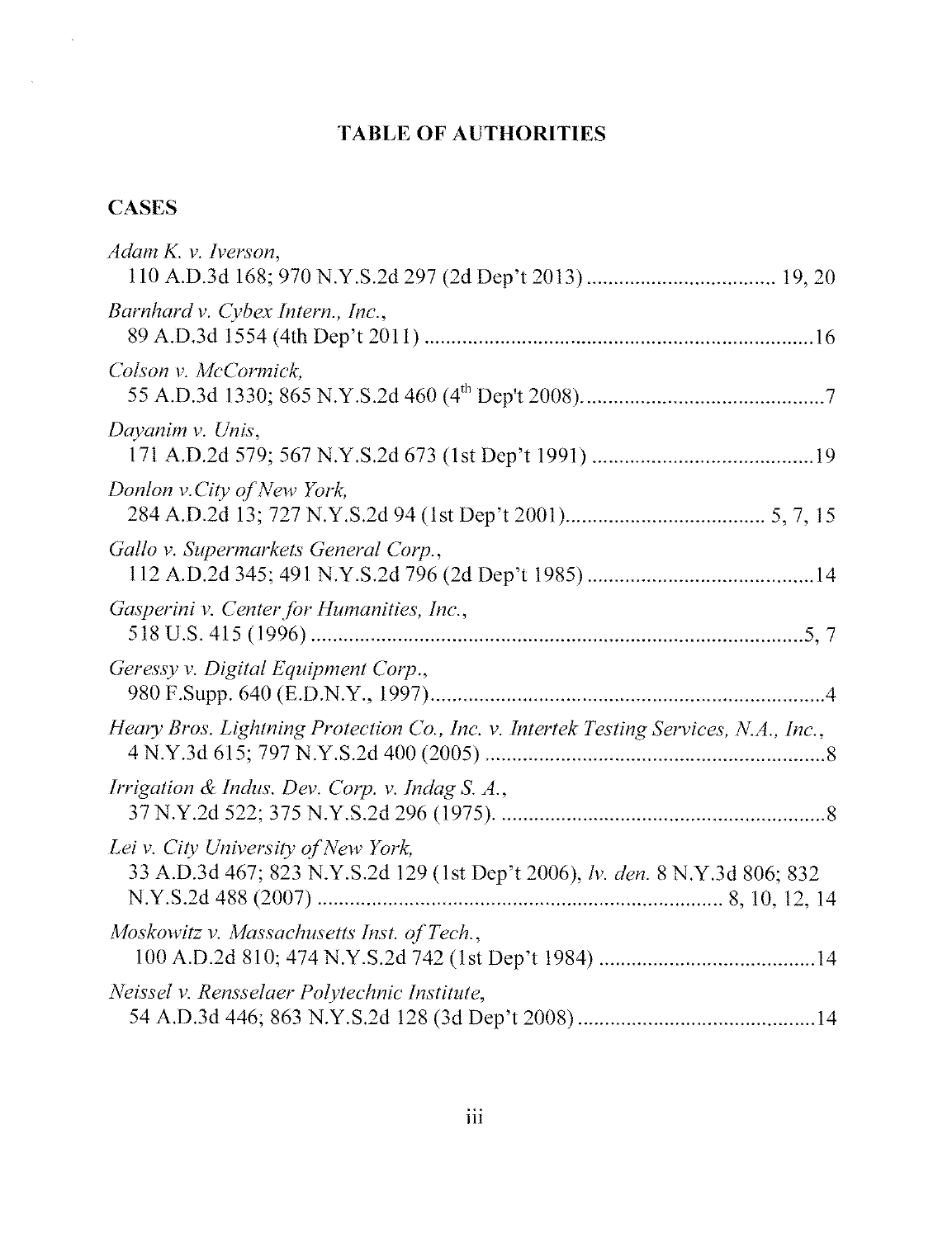# TABLE OF AUTHORITIES

## CASES

*Adam K. v. Iverson*,
110 A.D.3d 168; 970 N.Y.S.2d 297 (2d Dep't 2013) .................................. 19, 20

*Barnhard v. Cybex Intern., Inc.*,
89 A.D.3d 1554 (4th Dep't 2011) .......................................................................16

*Colson v. McCormick*,
55 A.D.3d 1330; 865 N.Y.S.2d 460 (4th Dep't 2008)..............................................7

*Dayanim v. Unis*,
171 A.D.2d 579; 567 N.Y.S.2d 673 (1st Dep't 1991) .........................................19

*Donlon v.City of New York*,
284 A.D.2d 13; 727 N.Y.S.2d 94 (1st Dep't 2001)..................................... 5, 7, 15

*Gallo v. Supermarkets General Corp.*,
112 A.D.2d 345; 491 N.Y.S.2d 796 (2d Dep't 1985) ..........................................14

*Gasperini v. Center for Humanities, Inc.*,
518 U.S. 415 (1996) ............................................................................................5, 7

*Geressy v. Digital Equipment Corp.*,
980 F.Supp. 640 (E.D.N.Y., 1997).........................................................................4

*Heary Bros. Lightning Protection Co., Inc. v. Intertek Testing Services, N.A., Inc.*,
4 N.Y.3d 615; 797 N.Y.S.2d 400 (2005) ...............................................................8

*Irrigation & Indus. Dev. Corp. v. Indag S. A.*,
37 N.Y.2d 522; 375 N.Y.S.2d 296 (1975). ............................................................8

*Lei v. City University of New York*,
33 A.D.3d 467; 823 N.Y.S.2d 129 (1st Dep't 2006), *lv. den.* 8 N.Y.3d 806; 832 N.Y.S.2d 488 (2007) .......................................................................... 8, 10, 12, 14

*Moskowitz v. Massachusetts Inst. of Tech.*,
100 A.D.2d 810; 474 N.Y.S.2d 742 (1st Dep't 1984) .........................................14

*Neissel v. Rensselaer Polytechnic Institute*,
54 A.D.3d 446; 863 N.Y.S.2d 128 (3d Dep't 2008).............................................14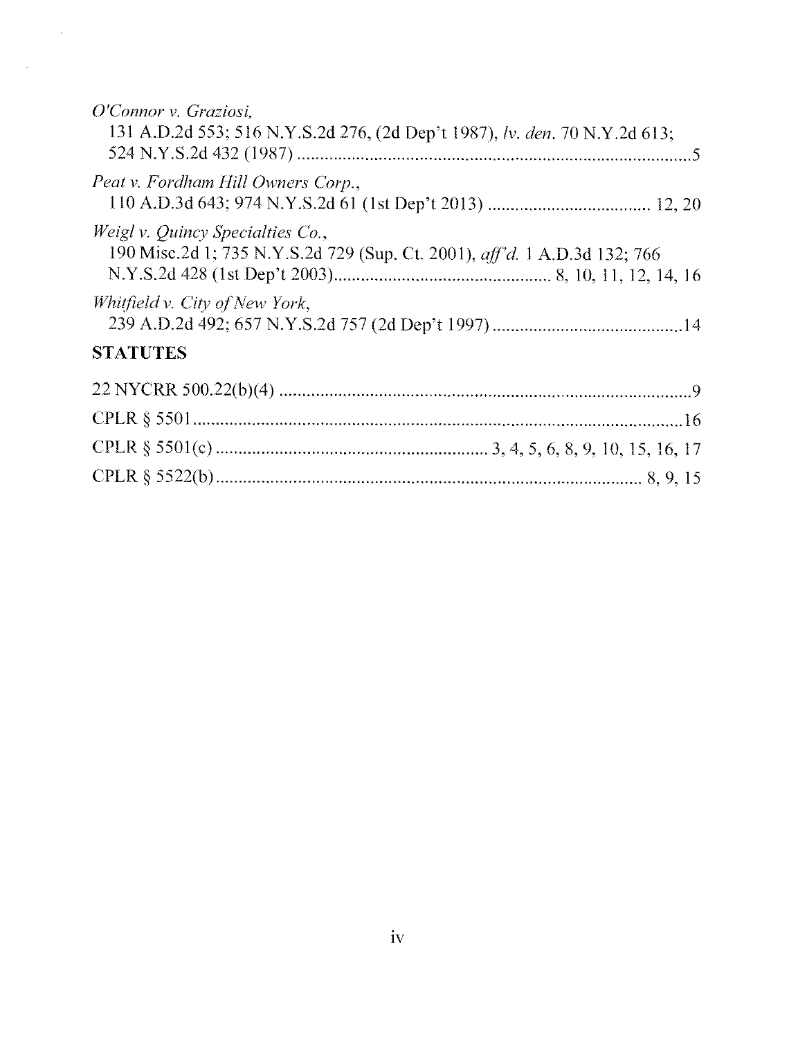*O'Connor v. Graziosi*,
131 A.D.2d 553; 516 N.Y.S.2d 276, (2d Dep't 1987), *lv. den.* 70 N.Y.2d 613; 524 N.Y.S.2d 432 (1987) .......................................................................................5

*Peat v. Fordham Hill Owners Corp.*,
110 A.D.3d 643; 974 N.Y.S.2d 61 (1st Dep't 2013) .................................... 12, 20

*Weigl v. Quincy Specialties Co.*,
190 Misc.2d 1; 735 N.Y.S.2d 729 (Sup. Ct. 2001), *aff'd.* 1 A.D.3d 132; 766 N.Y.S.2d 428 (1st Dep't 2003)................................................ 8, 10, 11, 12, 14, 16

*Whitfield v. City of New York*,
239 A.D.2d 492; 657 N.Y.S.2d 757 (2d Dep't 1997) ..........................................14

## STATUTES

22 NYCRR 500.22(b)(4) ............................................................................................9

CPLR § 5501...............................................................................................................16

CPLR § 5501(c) ........................................................... 3, 4, 5, 6, 8, 9, 10, 15, 16, 17

CPLR § 5522(b)............................................................................................. 8, 9, 15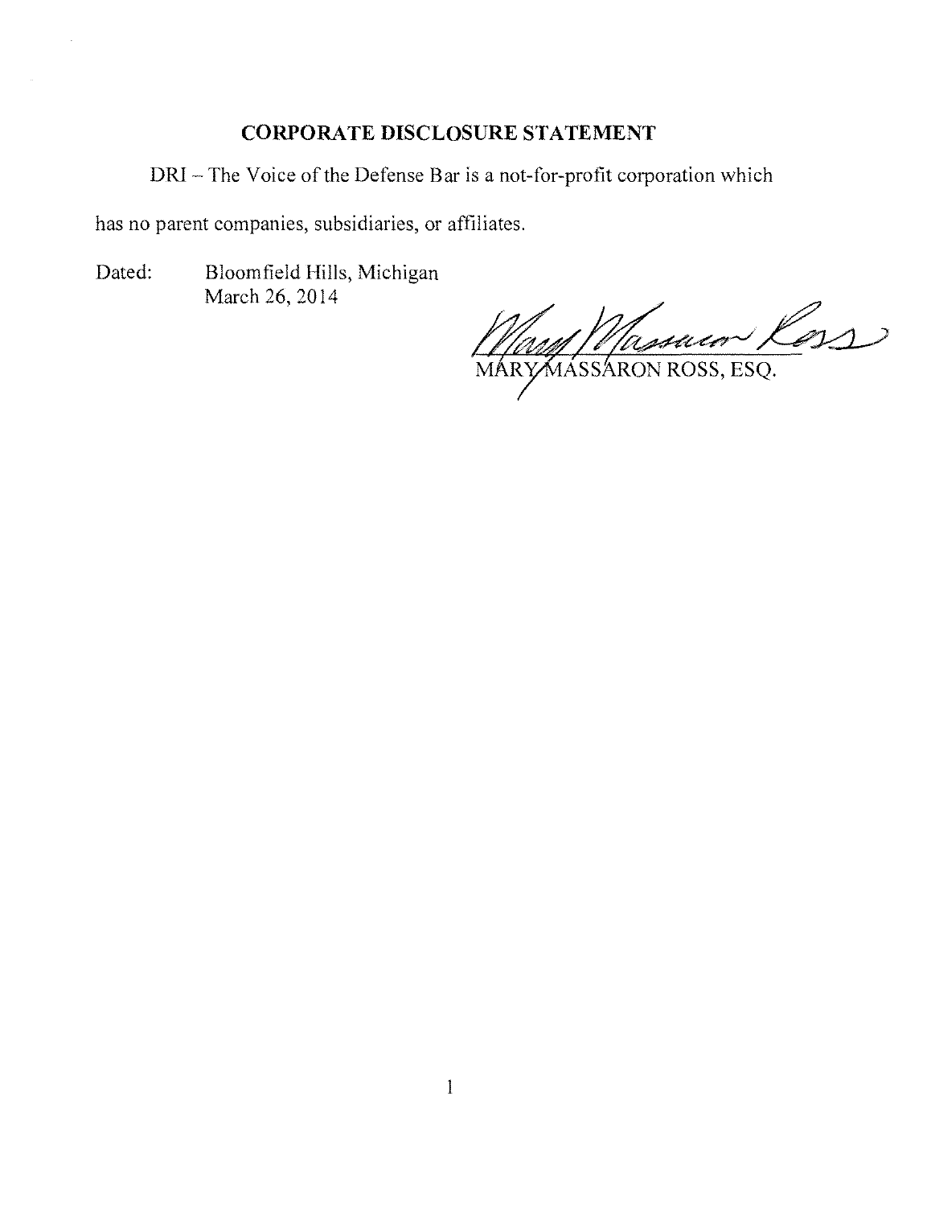## CORPORATE DISCLOSURE STATEMENT

DRI – The Voice of the Defense Bar is a not-for-profit corporation which has no parent companies, subsidiaries, or affiliates.

Dated: Bloomfield Hills, Michigan
March 26, 2014

MARY MASSARON ROSS, ESQ.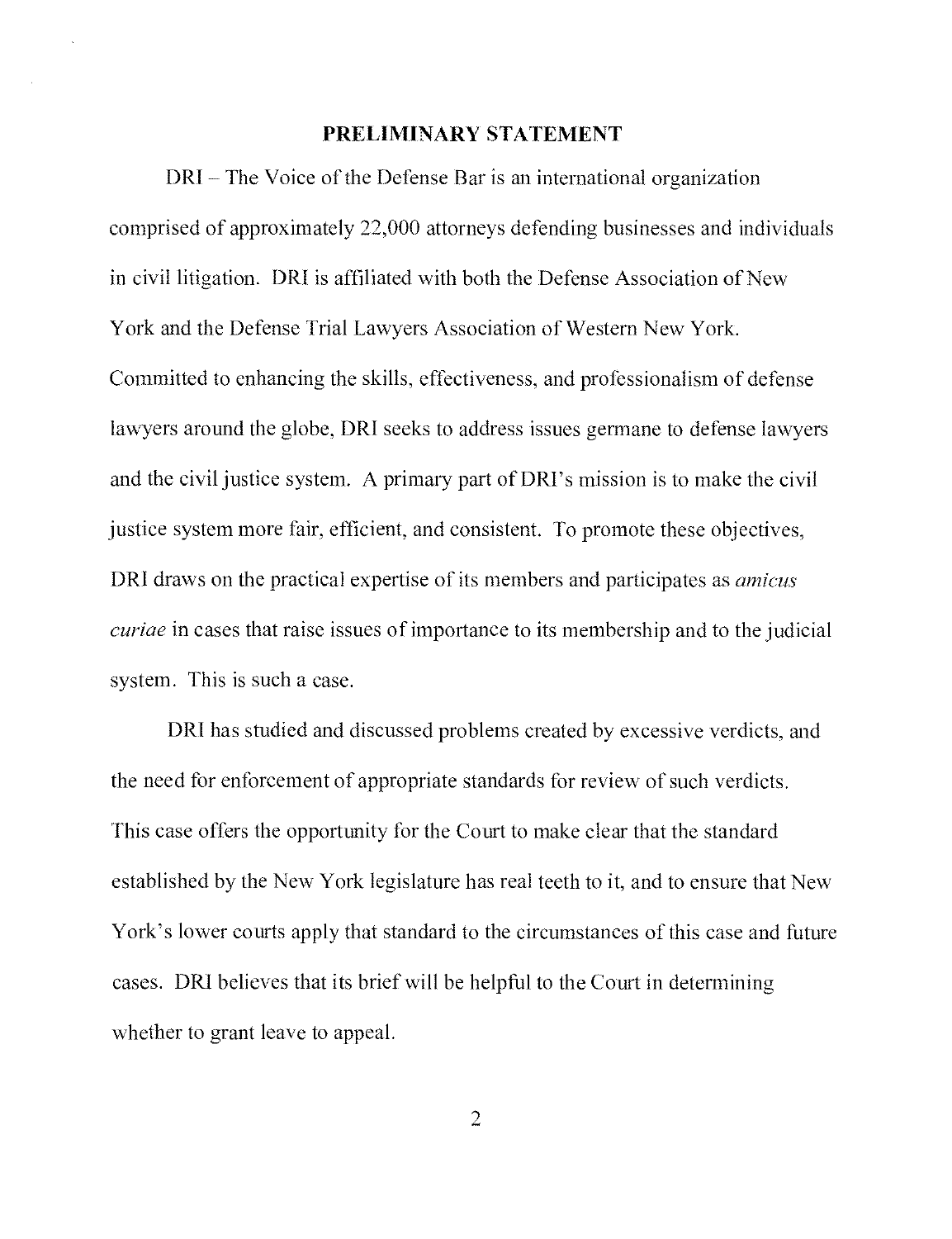## PRELIMINARY STATEMENT

DRI – The Voice of the Defense Bar is an international organization comprised of approximately 22,000 attorneys defending businesses and individuals in civil litigation. DRI is affiliated with both the Defense Association of New York and the Defense Trial Lawyers Association of Western New York. Committed to enhancing the skills, effectiveness, and professionalism of defense lawyers around the globe, DRI seeks to address issues germane to defense lawyers and the civil justice system. A primary part of DRI's mission is to make the civil justice system more fair, efficient, and consistent. To promote these objectives, DRI draws on the practical expertise of its members and participates as *amicus curiae* in cases that raise issues of importance to its membership and to the judicial system. This is such a case.

DRI has studied and discussed problems created by excessive verdicts, and the need for enforcement of appropriate standards for review of such verdicts. This case offers the opportunity for the Court to make clear that the standard established by the New York legislature has real teeth to it, and to ensure that New York's lower courts apply that standard to the circumstances of this case and future cases. DRI believes that its brief will be helpful to the Court in determining whether to grant leave to appeal.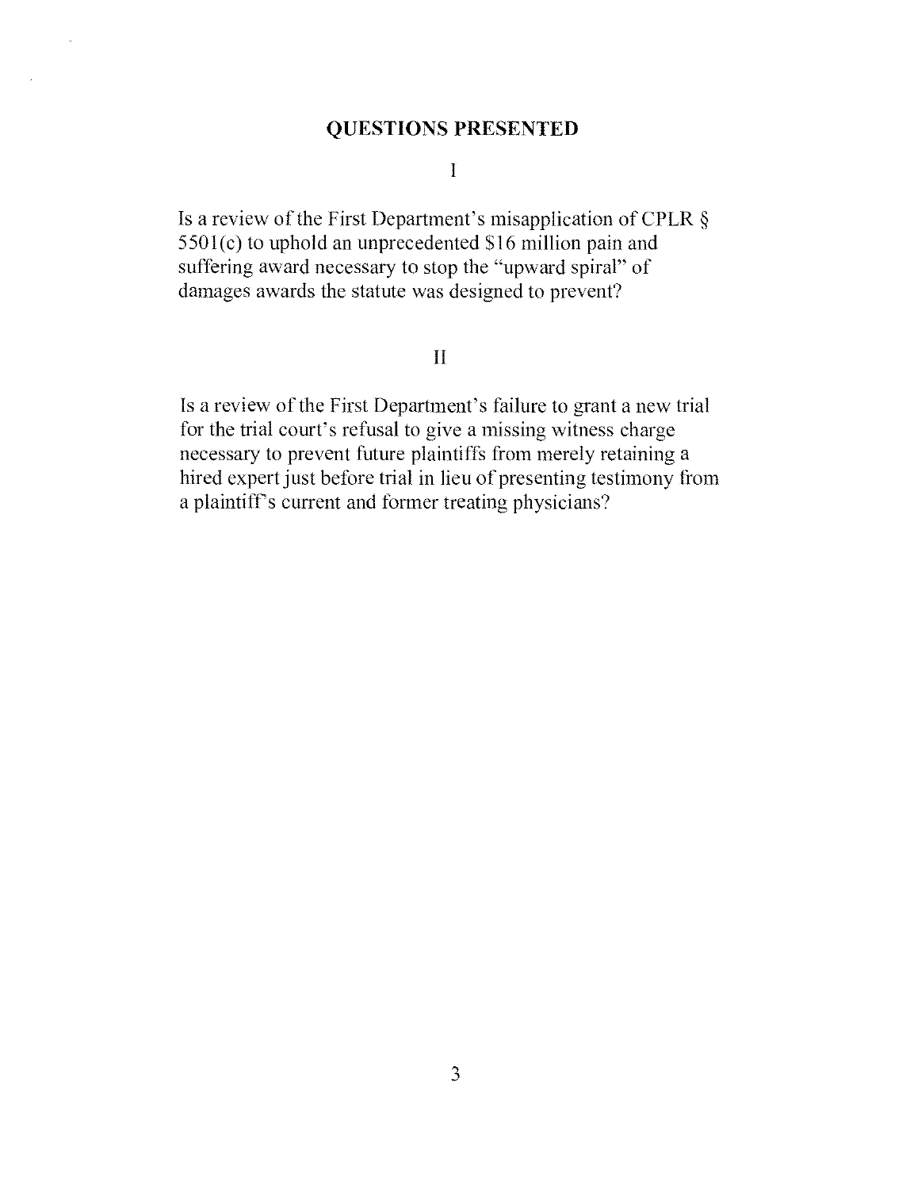## QUESTIONS PRESENTED

I

Is a review of the First Department's misapplication of CPLR § 5501(c) to uphold an unprecedented $16 million pain and suffering award necessary to stop the "upward spiral" of damages awards the statute was designed to prevent?

II

Is a review of the First Department's failure to grant a new trial for the trial court's refusal to give a missing witness charge necessary to prevent future plaintiffs from merely retaining a hired expert just before trial in lieu of presenting testimony from a plaintiff's current and former treating physicians?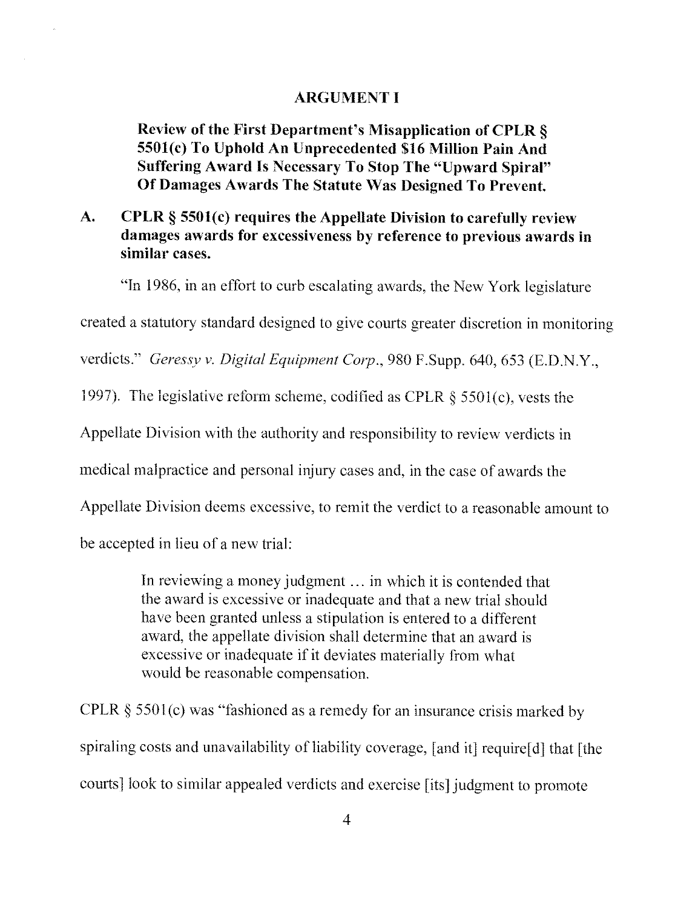## ARGUMENT I

### Review of the First Department's Misapplication of CPLR § 5501(c) To Uphold An Unprecedented $16 Million Pain And Suffering Award Is Necessary To Stop The "Upward Spiral" Of Damages Awards The Statute Was Designed To Prevent.

### A. CPLR § 5501(c) requires the Appellate Division to carefully review damages awards for excessiveness by reference to previous awards in similar cases.

"In 1986, in an effort to curb escalating awards, the New York legislature created a statutory standard designed to give courts greater discretion in monitoring verdicts." *Geressy v. Digital Equipment Corp.*, 980 F.Supp. 640, 653 (E.D.N.Y., 1997). The legislative reform scheme, codified as CPLR § 5501(c), vests the Appellate Division with the authority and responsibility to review verdicts in medical malpractice and personal injury cases and, in the case of awards the Appellate Division deems excessive, to remit the verdict to a reasonable amount to be accepted in lieu of a new trial:

> In reviewing a money judgment … in which it is contended that the award is excessive or inadequate and that a new trial should have been granted unless a stipulation is entered to a different award, the appellate division shall determine that an award is excessive or inadequate if it deviates materially from what would be reasonable compensation.

CPLR § 5501(c) was "fashioned as a remedy for an insurance crisis marked by spiraling costs and unavailability of liability coverage, [and it] require[d] that [the courts] look to similar appealed verdicts and exercise [its] judgment to promote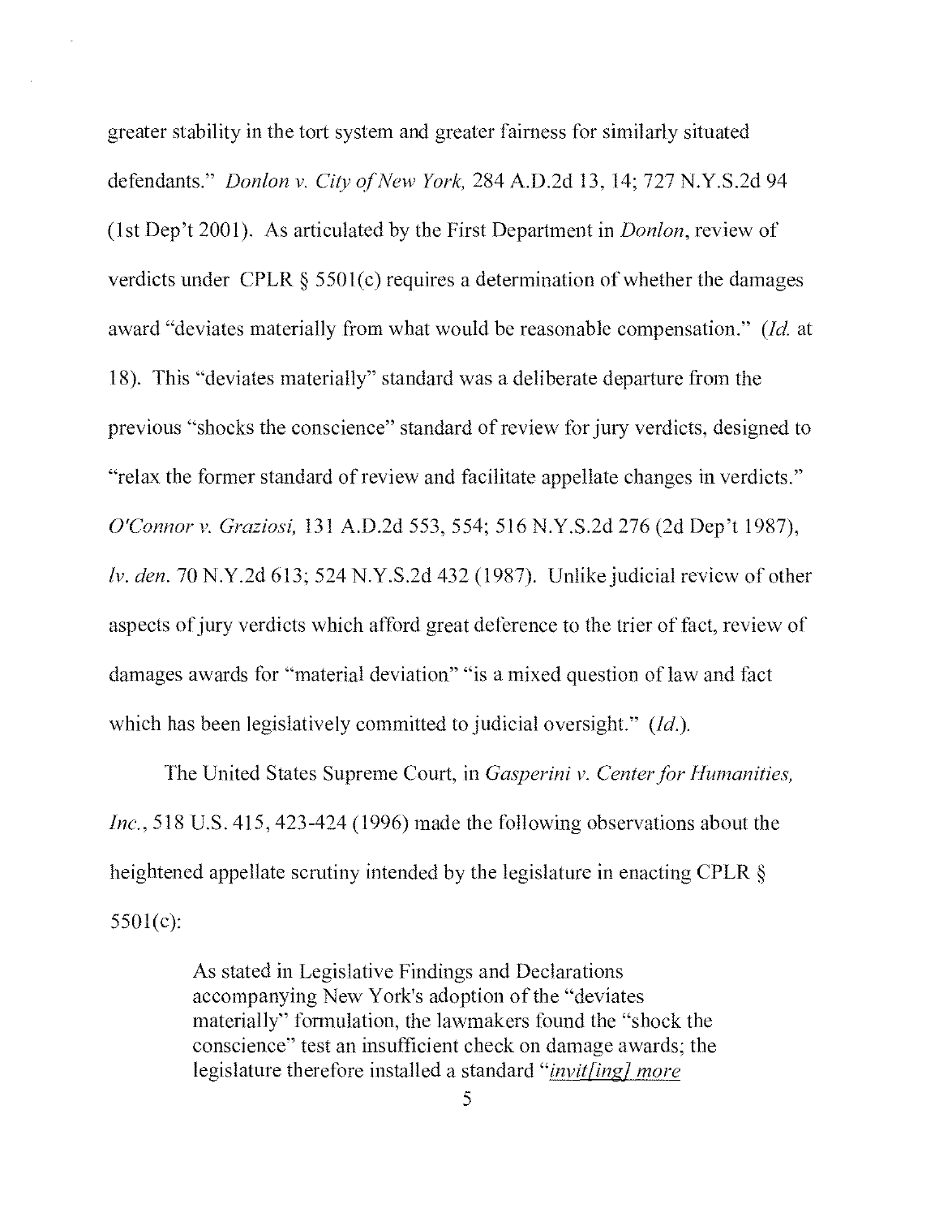greater stability in the tort system and greater fairness for similarly situated defendants." *Donlon v. City of New York,* 284 A.D.2d 13, 14; 727 N.Y.S.2d 94 (1st Dep't 2001). As articulated by the First Department in *Donlon*, review of verdicts under CPLR § 5501(c) requires a determination of whether the damages award "deviates materially from what would be reasonable compensation." (*Id.* at 18). This "deviates materially" standard was a deliberate departure from the previous "shocks the conscience" standard of review for jury verdicts, designed to "relax the former standard of review and facilitate appellate changes in verdicts." *O'Connor v. Graziosi,* 131 A.D.2d 553, 554; 516 N.Y.S.2d 276 (2d Dep't 1987), *lv. den.* 70 N.Y.2d 613; 524 N.Y.S.2d 432 (1987). Unlike judicial review of other aspects of jury verdicts which afford great deference to the trier of fact, review of damages awards for "material deviation" "is a mixed question of law and fact which has been legislatively committed to judicial oversight." (*Id.*).

The United States Supreme Court, in *Gasperini v. Center for Humanities, Inc.*, 518 U.S. 415, 423-424 (1996) made the following observations about the heightened appellate scrutiny intended by the legislature in enacting CPLR § 5501(c):

> As stated in Legislative Findings and Declarations accompanying New York's adoption of the "deviates materially" formulation, the lawmakers found the "shock the conscience" test an insufficient check on damage awards; the legislature therefore installed a standard "*invit[ing] more*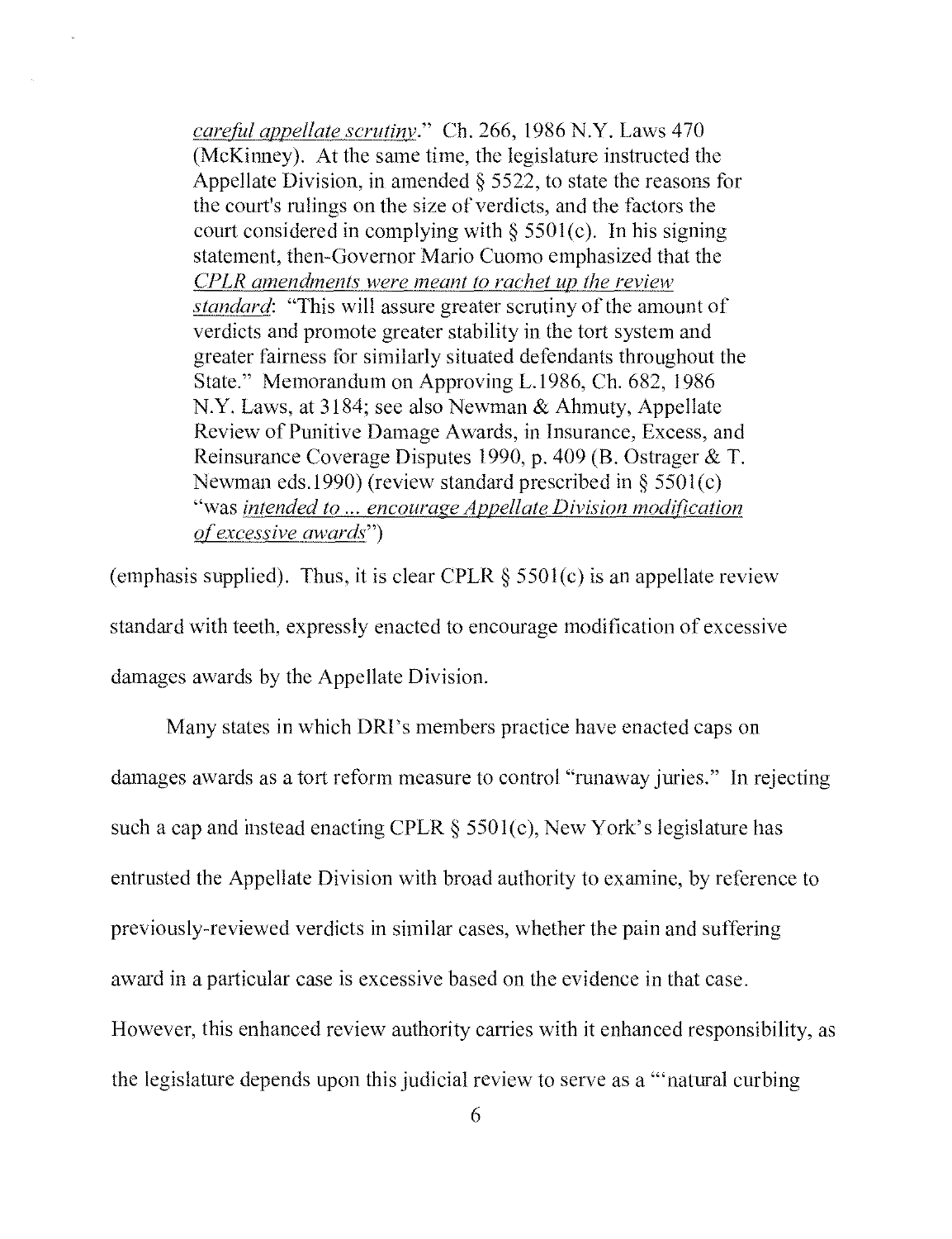> *careful appellate scrutiny*." Ch. 266, 1986 N.Y. Laws 470 (McKinney). At the same time, the legislature instructed the Appellate Division, in amended § 5522, to state the reasons for the court's rulings on the size of verdicts, and the factors the court considered in complying with § 5501(c). In his signing statement, then-Governor Mario Cuomo emphasized that the *CPLR amendments were meant to rachet up the review standard*: "This will assure greater scrutiny of the amount of verdicts and promote greater stability in the tort system and greater fairness for similarly situated defendants throughout the State." Memorandum on Approving L.1986, Ch. 682, 1986 N.Y. Laws, at 3184; see also Newman & Ahmuty, Appellate Review of Punitive Damage Awards, in Insurance, Excess, and Reinsurance Coverage Disputes 1990, p. 409 (B. Ostrager & T. Newman eds.1990) (review standard prescribed in § 5501(c) "was *intended to ... encourage Appellate Division modification of excessive awards*")

(emphasis supplied). Thus, it is clear CPLR § 5501(c) is an appellate review standard with teeth, expressly enacted to encourage modification of excessive damages awards by the Appellate Division.

Many states in which DRI's members practice have enacted caps on damages awards as a tort reform measure to control "runaway juries." In rejecting such a cap and instead enacting CPLR § 5501(c), New York's legislature has entrusted the Appellate Division with broad authority to examine, by reference to previously-reviewed verdicts in similar cases, whether the pain and suffering award in a particular case is excessive based on the evidence in that case. However, this enhanced review authority carries with it enhanced responsibility, as the legislature depends upon this judicial review to serve as a "'natural curbing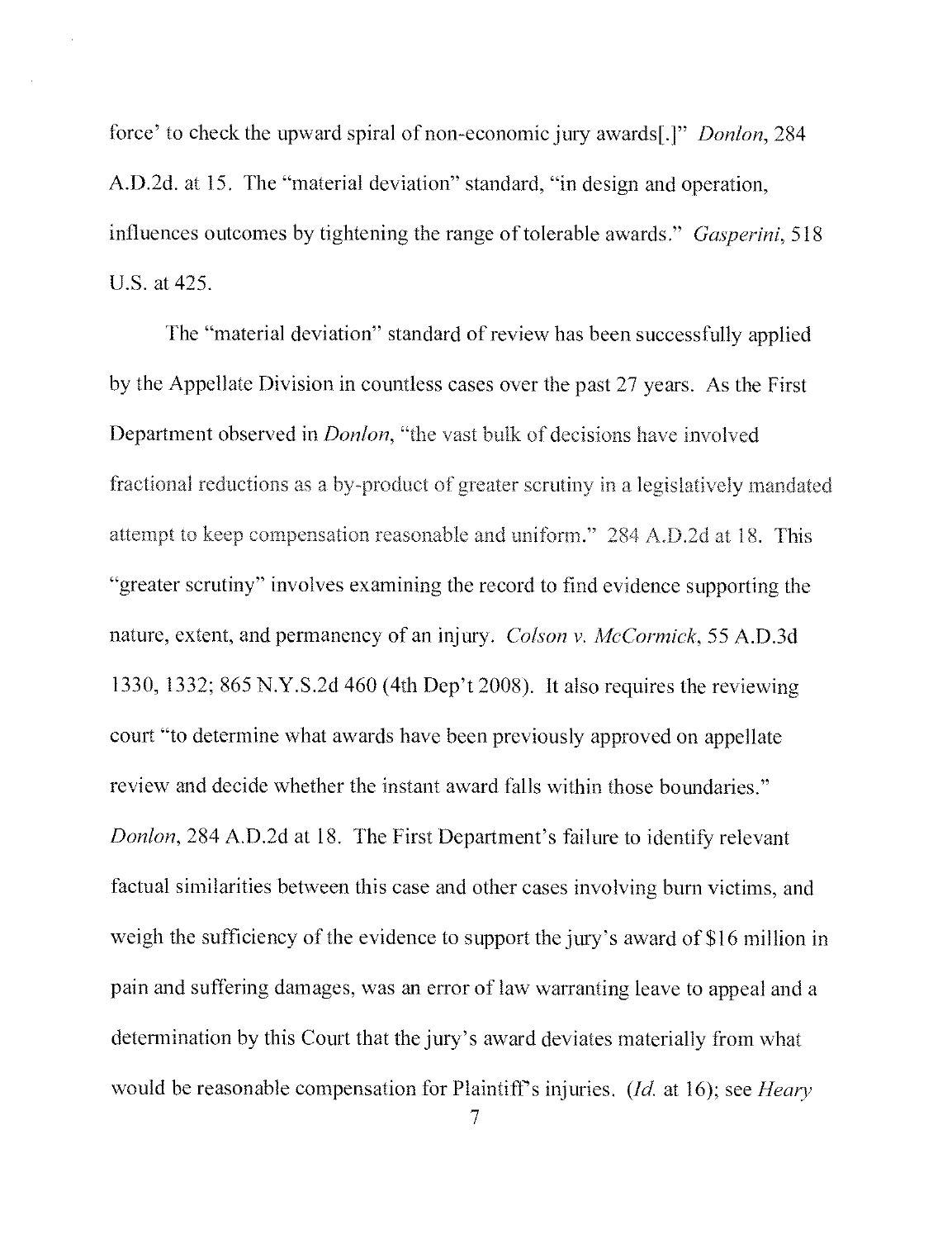force' to check the upward spiral of non-economic jury awards[.]" *Donlon*, 284 A.D.2d. at 15. The "material deviation" standard, "in design and operation, influences outcomes by tightening the range of tolerable awards." *Gasperini*, 518 U.S. at 425.

The "material deviation" standard of review has been successfully applied by the Appellate Division in countless cases over the past 27 years. As the First Department observed in *Donlon*, "the vast bulk of decisions have involved fractional reductions as a by-product of greater scrutiny in a legislatively mandated attempt to keep compensation reasonable and uniform." 284 A.D.2d at 18. This "greater scrutiny" involves examining the record to find evidence supporting the nature, extent, and permanency of an injury. *Colson v. McCormick*, 55 A.D.3d 1330, 1332; 865 N.Y.S.2d 460 (4th Dep't 2008). It also requires the reviewing court "to determine what awards have been previously approved on appellate review and decide whether the instant award falls within those boundaries." *Donlon*, 284 A.D.2d at 18. The First Department's failure to identify relevant factual similarities between this case and other cases involving burn victims, and weigh the sufficiency of the evidence to support the jury's award of $16 million in pain and suffering damages, was an error of law warranting leave to appeal and a determination by this Court that the jury's award deviates materially from what would be reasonable compensation for Plaintiff's injuries. (*Id.* at 16); see *Heary*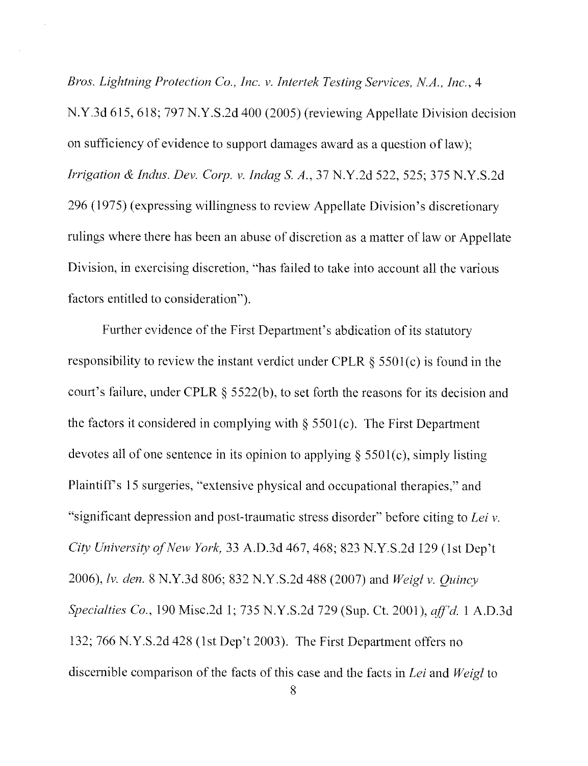*Bros. Lightning Protection Co., Inc. v. Intertek Testing Services, N.A., Inc.*, 4 N.Y.3d 615, 618; 797 N.Y.S.2d 400 (2005) (reviewing Appellate Division decision on sufficiency of evidence to support damages award as a question of law); *Irrigation & Indus. Dev. Corp. v. Indag S. A.*, 37 N.Y.2d 522, 525; 375 N.Y.S.2d 296 (1975) (expressing willingness to review Appellate Division's discretionary rulings where there has been an abuse of discretion as a matter of law or Appellate Division, in exercising discretion, "has failed to take into account all the various factors entitled to consideration").

Further evidence of the First Department's abdication of its statutory responsibility to review the instant verdict under CPLR § 5501(c) is found in the court's failure, under CPLR § 5522(b), to set forth the reasons for its decision and the factors it considered in complying with § 5501(c). The First Department devotes all of one sentence in its opinion to applying § 5501(c), simply listing Plaintiff's 15 surgeries, "extensive physical and occupational therapies," and "significant depression and post-traumatic stress disorder" before citing to *Lei v. City University of New York,* 33 A.D.3d 467, 468; 823 N.Y.S.2d 129 (1st Dep't 2006), *lv. den.* 8 N.Y.3d 806; 832 N.Y.S.2d 488 (2007) and *Weigl v. Quincy Specialties Co.*, 190 Misc.2d 1; 735 N.Y.S.2d 729 (Sup. Ct. 2001), *aff'd.* 1 A.D.3d 132; 766 N.Y.S.2d 428 (1st Dep't 2003). The First Department offers no discernible comparison of the facts of this case and the facts in *Lei* and *Weigl* to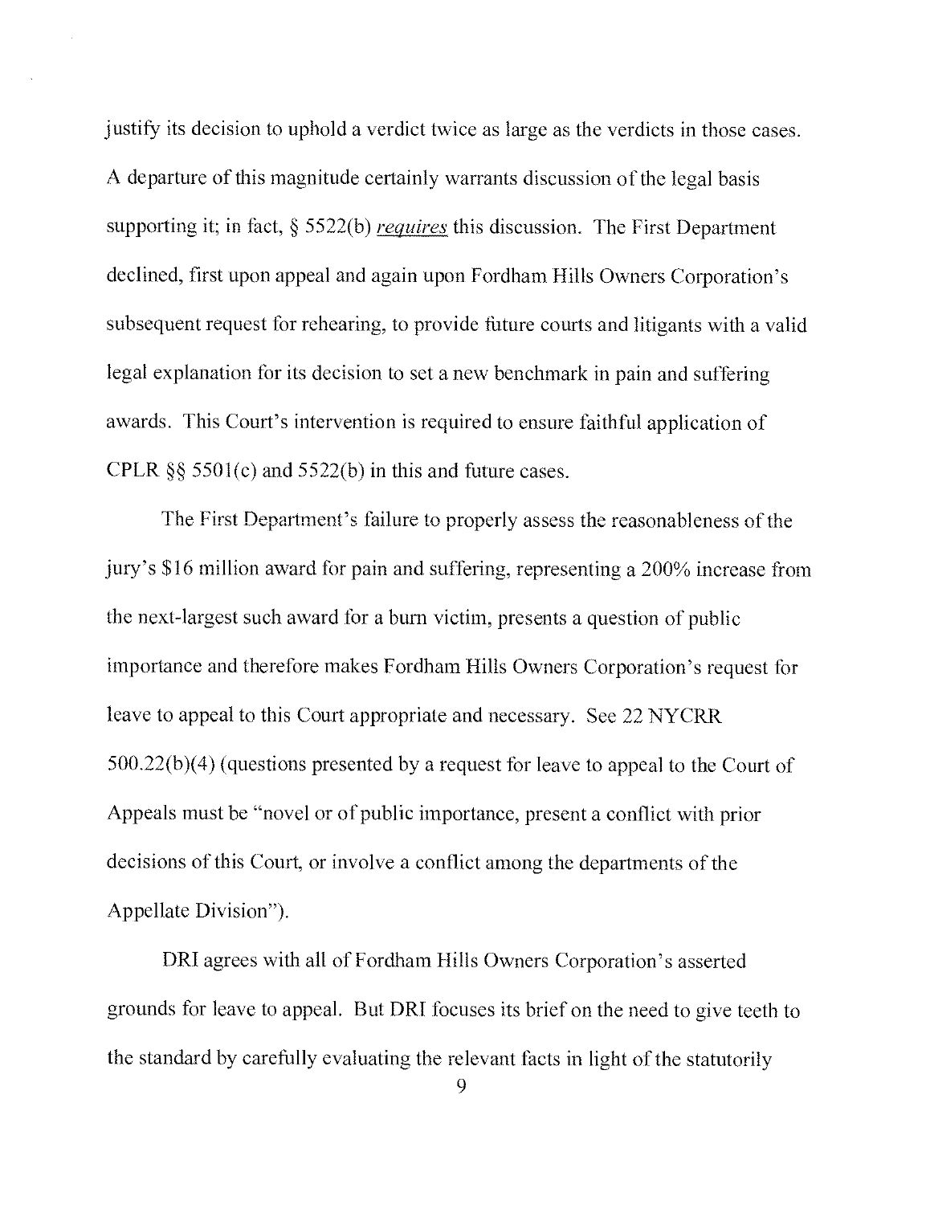justify its decision to uphold a verdict twice as large as the verdicts in those cases. A departure of this magnitude certainly warrants discussion of the legal basis supporting it; in fact, § 5522(b) *requires* this discussion. The First Department declined, first upon appeal and again upon Fordham Hills Owners Corporation's subsequent request for rehearing, to provide future courts and litigants with a valid legal explanation for its decision to set a new benchmark in pain and suffering awards. This Court's intervention is required to ensure faithful application of CPLR §§ 5501(c) and 5522(b) in this and future cases.

The First Department's failure to properly assess the reasonableness of the jury's $16 million award for pain and suffering, representing a 200% increase from the next-largest such award for a burn victim, presents a question of public importance and therefore makes Fordham Hills Owners Corporation's request for leave to appeal to this Court appropriate and necessary. See 22 NYCRR 500.22(b)(4) (questions presented by a request for leave to appeal to the Court of Appeals must be "novel or of public importance, present a conflict with prior decisions of this Court, or involve a conflict among the departments of the Appellate Division").

DRI agrees with all of Fordham Hills Owners Corporation's asserted grounds for leave to appeal. But DRI focuses its brief on the need to give teeth to the standard by carefully evaluating the relevant facts in light of the statutorily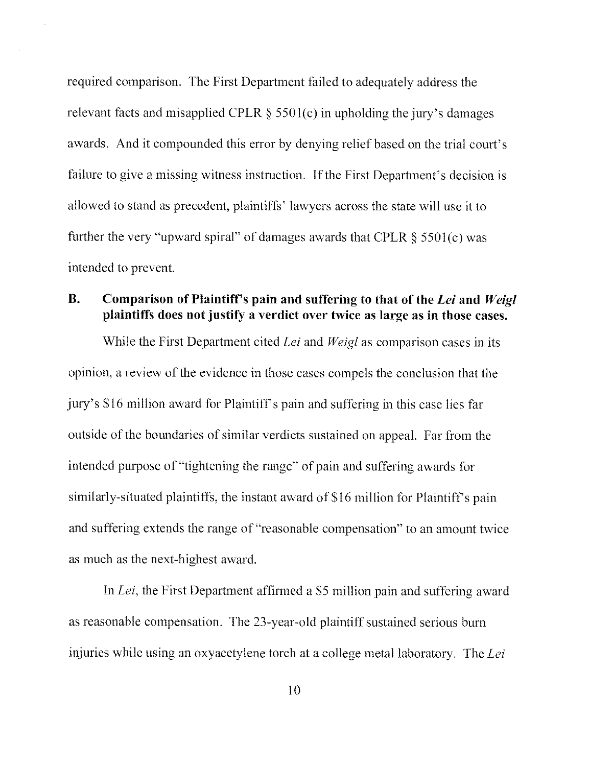required comparison. The First Department failed to adequately address the relevant facts and misapplied CPLR § 5501(c) in upholding the jury's damages awards. And it compounded this error by denying relief based on the trial court's failure to give a missing witness instruction. If the First Department's decision is allowed to stand as precedent, plaintiffs' lawyers across the state will use it to further the very "upward spiral" of damages awards that CPLR § 5501(c) was intended to prevent.

### B. Comparison of Plaintiff's pain and suffering to that of the *Lei* and *Weigl* plaintiffs does not justify a verdict over twice as large as in those cases.

While the First Department cited *Lei* and *Weigl* as comparison cases in its opinion, a review of the evidence in those cases compels the conclusion that the jury's $16 million award for Plaintiff's pain and suffering in this case lies far outside of the boundaries of similar verdicts sustained on appeal. Far from the intended purpose of "tightening the range" of pain and suffering awards for similarly-situated plaintiffs, the instant award of $16 million for Plaintiff's pain and suffering extends the range of "reasonable compensation" to an amount twice as much as the next-highest award.

In *Lei*, the First Department affirmed a $5 million pain and suffering award as reasonable compensation. The 23-year-old plaintiff sustained serious burn injuries while using an oxyacetylene torch at a college metal laboratory. The *Lei*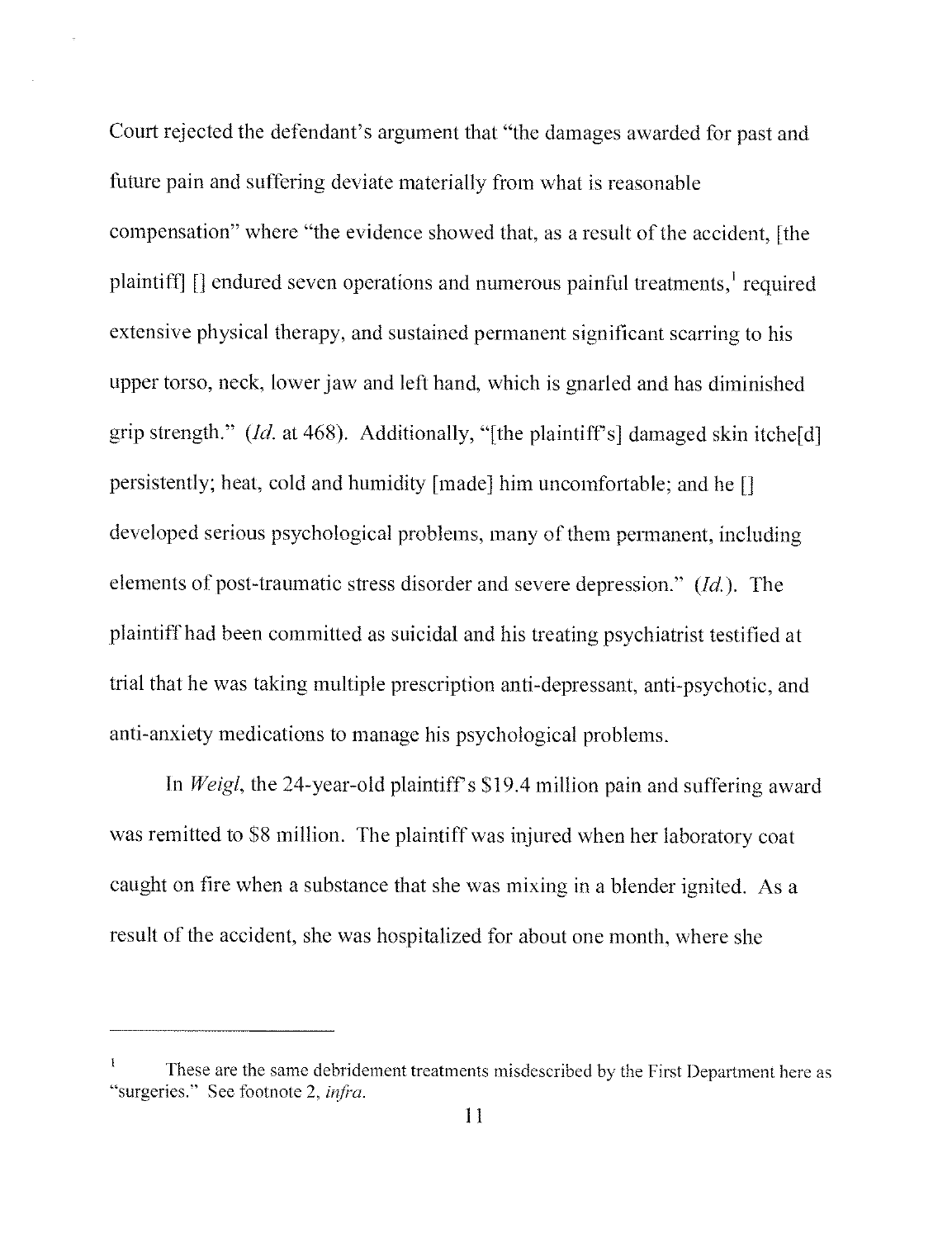Court rejected the defendant's argument that "the damages awarded for past and future pain and suffering deviate materially from what is reasonable compensation" where "the evidence showed that, as a result of the accident, [the plaintiff] [] endured seven operations and numerous painful treatments,[1] required extensive physical therapy, and sustained permanent significant scarring to his upper torso, neck, lower jaw and left hand, which is gnarled and has diminished grip strength." (*Id.* at 468). Additionally, "[the plaintiff's] damaged skin itche[d] persistently; heat, cold and humidity [made] him uncomfortable; and he [] developed serious psychological problems, many of them permanent, including elements of post-traumatic stress disorder and severe depression." (*Id.*). The plaintiff had been committed as suicidal and his treating psychiatrist testified at trial that he was taking multiple prescription anti-depressant, anti-psychotic, and anti-anxiety medications to manage his psychological problems.

In *Weigl*, the 24-year-old plaintiff's $19.4 million pain and suffering award was remitted to $8 million. The plaintiff was injured when her laboratory coat caught on fire when a substance that she was mixing in a blender ignited. As a result of the accident, she was hospitalized for about one month, where she

---

[1] These are the same debridement treatments misdescribed by the First Department here as "surgeries." See footnote 2, *infra*.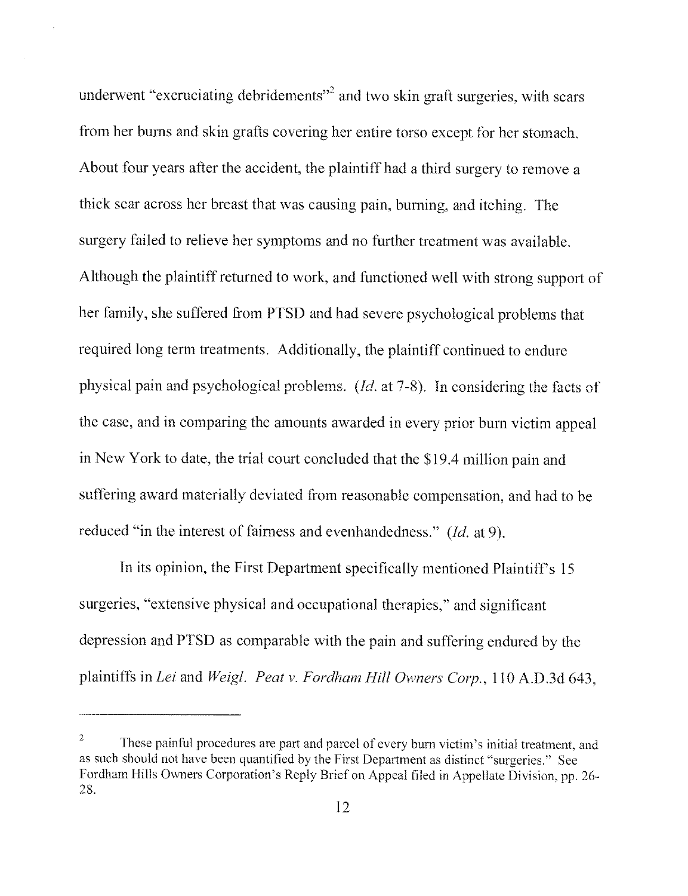underwent "excruciating debridements"[2] and two skin graft surgeries, with scars from her burns and skin grafts covering her entire torso except for her stomach. About four years after the accident, the plaintiff had a third surgery to remove a thick scar across her breast that was causing pain, burning, and itching. The surgery failed to relieve her symptoms and no further treatment was available. Although the plaintiff returned to work, and functioned well with strong support of her family, she suffered from PTSD and had severe psychological problems that required long term treatments. Additionally, the plaintiff continued to endure physical pain and psychological problems. (*Id.* at 7-8). In considering the facts of the case, and in comparing the amounts awarded in every prior burn victim appeal in New York to date, the trial court concluded that the $19.4 million pain and suffering award materially deviated from reasonable compensation, and had to be reduced "in the interest of fairness and evenhandedness." (*Id.* at 9).

In its opinion, the First Department specifically mentioned Plaintiff's 15 surgeries, "extensive physical and occupational therapies," and significant depression and PTSD as comparable with the pain and suffering endured by the plaintiffs in *Lei* and *Weigl*. *Peat v. Fordham Hill Owners Corp.*, 110 A.D.3d 643,

---

[2] These painful procedures are part and parcel of every burn victim's initial treatment, and as such should not have been quantified by the First Department as distinct "surgeries." See Fordham Hills Owners Corporation's Reply Brief on Appeal filed in Appellate Division, pp. 26-28.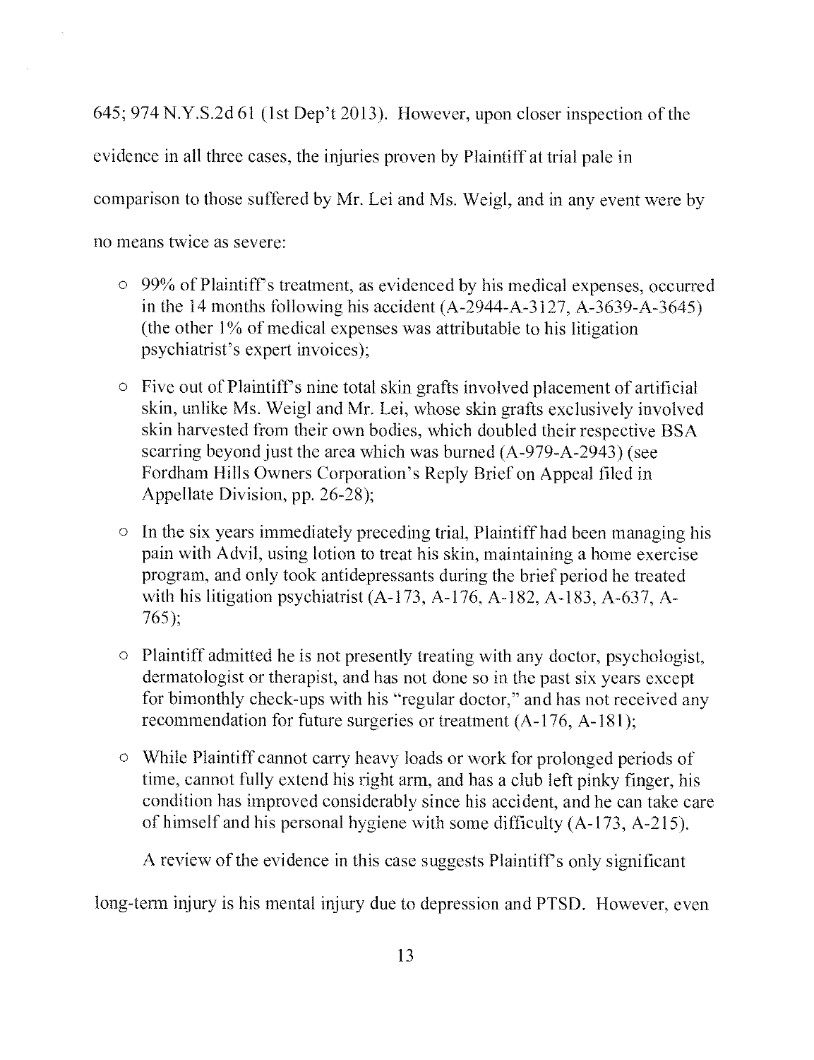645; 974 N.Y.S.2d 61 (1st Dep't 2013). However, upon closer inspection of the evidence in all three cases, the injuries proven by Plaintiff at trial pale in comparison to those suffered by Mr. Lei and Ms. Weigl, and in any event were by no means twice as severe:

- 99% of Plaintiff's treatment, as evidenced by his medical expenses, occurred in the 14 months following his accident (A-2944-A-3127, A-3639-A-3645) (the other 1% of medical expenses was attributable to his litigation psychiatrist's expert invoices);
- Five out of Plaintiff's nine total skin grafts involved placement of artificial skin, unlike Ms. Weigl and Mr. Lei, whose skin grafts exclusively involved skin harvested from their own bodies, which doubled their respective BSA scarring beyond just the area which was burned (A-979-A-2943) (see Fordham Hills Owners Corporation's Reply Brief on Appeal filed in Appellate Division, pp. 26-28);
- In the six years immediately preceding trial, Plaintiff had been managing his pain with Advil, using lotion to treat his skin, maintaining a home exercise program, and only took antidepressants during the brief period he treated with his litigation psychiatrist (A-173, A-176, A-182, A-183, A-637, A-765);
- Plaintiff admitted he is not presently treating with any doctor, psychologist, dermatologist or therapist, and has not done so in the past six years except for bimonthly check-ups with his "regular doctor," and has not received any recommendation for future surgeries or treatment (A-176, A-181);
- While Plaintiff cannot carry heavy loads or work for prolonged periods of time, cannot fully extend his right arm, and has a club left pinky finger, his condition has improved considerably since his accident, and he can take care of himself and his personal hygiene with some difficulty (A-173, A-215).

A review of the evidence in this case suggests Plaintiff's only significant long-term injury is his mental injury due to depression and PTSD. However, even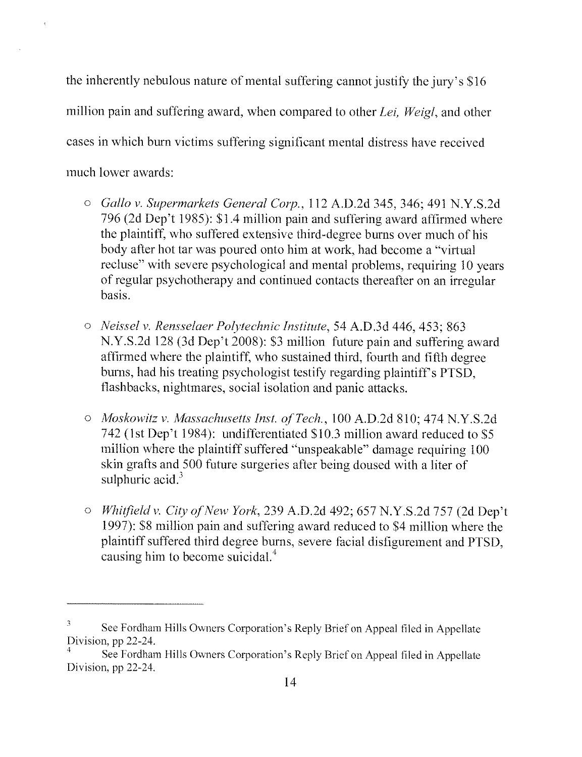the inherently nebulous nature of mental suffering cannot justify the jury's $16 million pain and suffering award, when compared to other *Lei, Weigl*, and other cases in which burn victims suffering significant mental distress have received much lower awards:

- *Gallo v. Supermarkets General Corp.*, 112 A.D.2d 345, 346; 491 N.Y.S.2d 796 (2d Dep't 1985): $1.4 million pain and suffering award affirmed where the plaintiff, who suffered extensive third-degree burns over much of his body after hot tar was poured onto him at work, had become a "virtual recluse" with severe psychological and mental problems, requiring 10 years of regular psychotherapy and continued contacts thereafter on an irregular basis.

- *Neissel v. Rensselaer Polytechnic Institute*, 54 A.D.3d 446, 453; 863 N.Y.S.2d 128 (3d Dep't 2008): $3 million future pain and suffering award affirmed where the plaintiff, who sustained third, fourth and fifth degree burns, had his treating psychologist testify regarding plaintiff's PTSD, flashbacks, nightmares, social isolation and panic attacks.

- *Moskowitz v. Massachusetts Inst. of Tech.*, 100 A.D.2d 810; 474 N.Y.S.2d 742 (1st Dep't 1984): undifferentiated $10.3 million award reduced to $5 million where the plaintiff suffered "unspeakable" damage requiring 100 skin grafts and 500 future surgeries after being doused with a liter of sulphuric acid.[3]

- *Whitfield v. City of New York*, 239 A.D.2d 492; 657 N.Y.S.2d 757 (2d Dep't 1997): $8 million pain and suffering award reduced to $4 million where the plaintiff suffered third degree burns, severe facial disfigurement and PTSD, causing him to become suicidal.[4]

---

[3] See Fordham Hills Owners Corporation's Reply Brief on Appeal filed in Appellate Division, pp 22-24.

[4] See Fordham Hills Owners Corporation's Reply Brief on Appeal filed in Appellate Division, pp 22-24.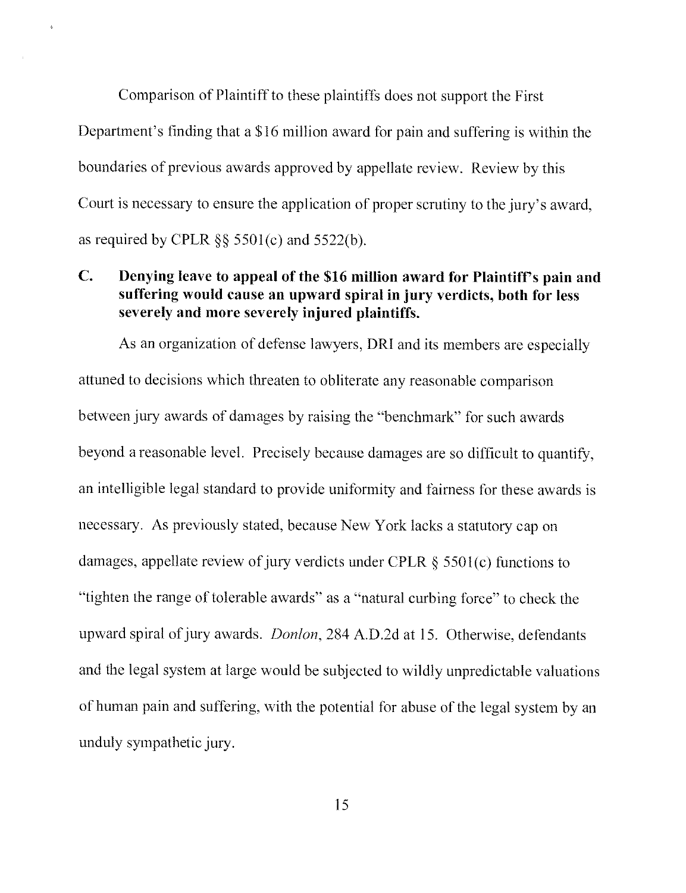Comparison of Plaintiff to these plaintiffs does not support the First Department's finding that a $16 million award for pain and suffering is within the boundaries of previous awards approved by appellate review. Review by this Court is necessary to ensure the application of proper scrutiny to the jury's award, as required by CPLR §§ 5501(c) and 5522(b).

### C. Denying leave to appeal of the $16 million award for Plaintiff's pain and suffering would cause an upward spiral in jury verdicts, both for less severely and more severely injured plaintiffs.

As an organization of defense lawyers, DRI and its members are especially attuned to decisions which threaten to obliterate any reasonable comparison between jury awards of damages by raising the "benchmark" for such awards beyond a reasonable level. Precisely because damages are so difficult to quantify, an intelligible legal standard to provide uniformity and fairness for these awards is necessary. As previously stated, because New York lacks a statutory cap on damages, appellate review of jury verdicts under CPLR § 5501(c) functions to "tighten the range of tolerable awards" as a "natural curbing force" to check the upward spiral of jury awards. *Donlon*, 284 A.D.2d at 15. Otherwise, defendants and the legal system at large would be subjected to wildly unpredictable valuations of human pain and suffering, with the potential for abuse of the legal system by an unduly sympathetic jury.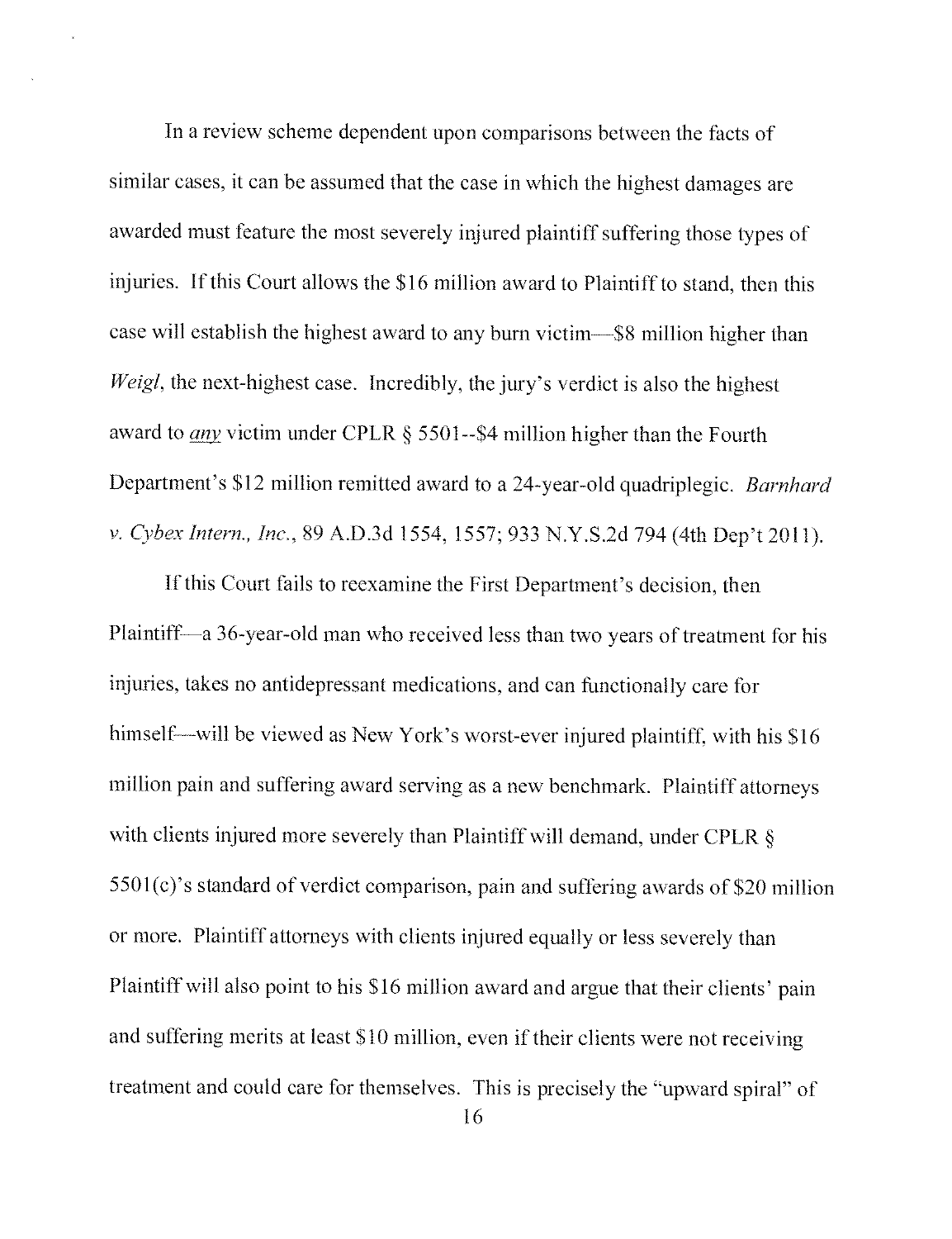In a review scheme dependent upon comparisons between the facts of similar cases, it can be assumed that the case in which the highest damages are awarded must feature the most severely injured plaintiff suffering those types of injuries. If this Court allows the $16 million award to Plaintiff to stand, then this case will establish the highest award to any burn victim—$8 million higher than *Weigl*, the next-highest case. Incredibly, the jury's verdict is also the highest award to *any* victim under CPLR § 5501--$4 million higher than the Fourth Department's $12 million remitted award to a 24-year-old quadriplegic. *Barnhard v. Cybex Intern., Inc.*, 89 A.D.3d 1554, 1557; 933 N.Y.S.2d 794 (4th Dep't 2011).

If this Court fails to reexamine the First Department's decision, then Plaintiff—a 36-year-old man who received less than two years of treatment for his injuries, takes no antidepressant medications, and can functionally care for himself—will be viewed as New York's worst-ever injured plaintiff, with his $16 million pain and suffering award serving as a new benchmark. Plaintiff attorneys with clients injured more severely than Plaintiff will demand, under CPLR § 5501(c)'s standard of verdict comparison, pain and suffering awards of $20 million or more. Plaintiff attorneys with clients injured equally or less severely than Plaintiff will also point to his $16 million award and argue that their clients' pain and suffering merits at least $10 million, even if their clients were not receiving treatment and could care for themselves. This is precisely the "upward spiral" of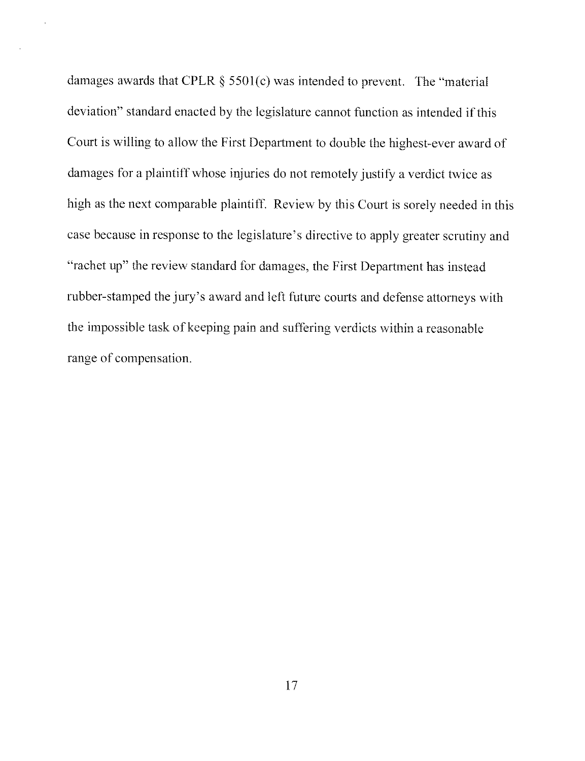damages awards that CPLR § 5501(c) was intended to prevent. The "material deviation" standard enacted by the legislature cannot function as intended if this Court is willing to allow the First Department to double the highest-ever award of damages for a plaintiff whose injuries do not remotely justify a verdict twice as high as the next comparable plaintiff. Review by this Court is sorely needed in this case because in response to the legislature's directive to apply greater scrutiny and "rachet up" the review standard for damages, the First Department has instead rubber-stamped the jury's award and left future courts and defense attorneys with the impossible task of keeping pain and suffering verdicts within a reasonable range of compensation.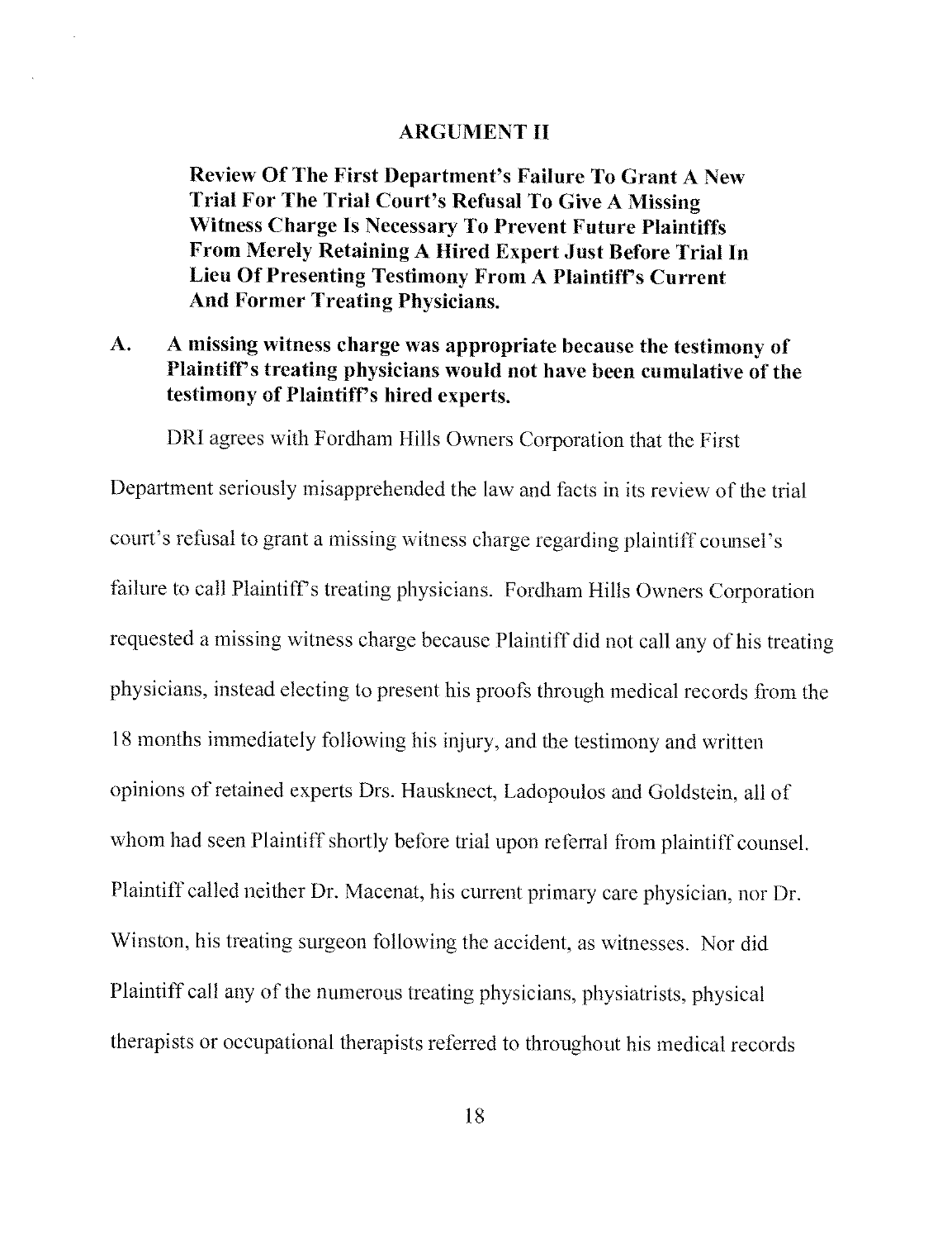## ARGUMENT II

**Review Of The First Department's Failure To Grant A New Trial For The Trial Court's Refusal To Give A Missing Witness Charge Is Necessary To Prevent Future Plaintiffs From Merely Retaining A Hired Expert Just Before Trial In Lieu Of Presenting Testimony From A Plaintiff's Current And Former Treating Physicians.**

### A. A missing witness charge was appropriate because the testimony of Plaintiff's treating physicians would not have been cumulative of the testimony of Plaintiff's hired experts.

DRI agrees with Fordham Hills Owners Corporation that the First Department seriously misapprehended the law and facts in its review of the trial court's refusal to grant a missing witness charge regarding plaintiff counsel's failure to call Plaintiff's treating physicians. Fordham Hills Owners Corporation requested a missing witness charge because Plaintiff did not call any of his treating physicians, instead electing to present his proofs through medical records from the 18 months immediately following his injury, and the testimony and written opinions of retained experts Drs. Hausknect, Ladopoulos and Goldstein, all of whom had seen Plaintiff shortly before trial upon referral from plaintiff counsel. Plaintiff called neither Dr. Macenat, his current primary care physician, nor Dr. Winston, his treating surgeon following the accident, as witnesses. Nor did Plaintiff call any of the numerous treating physicians, physiatrists, physical therapists or occupational therapists referred to throughout his medical records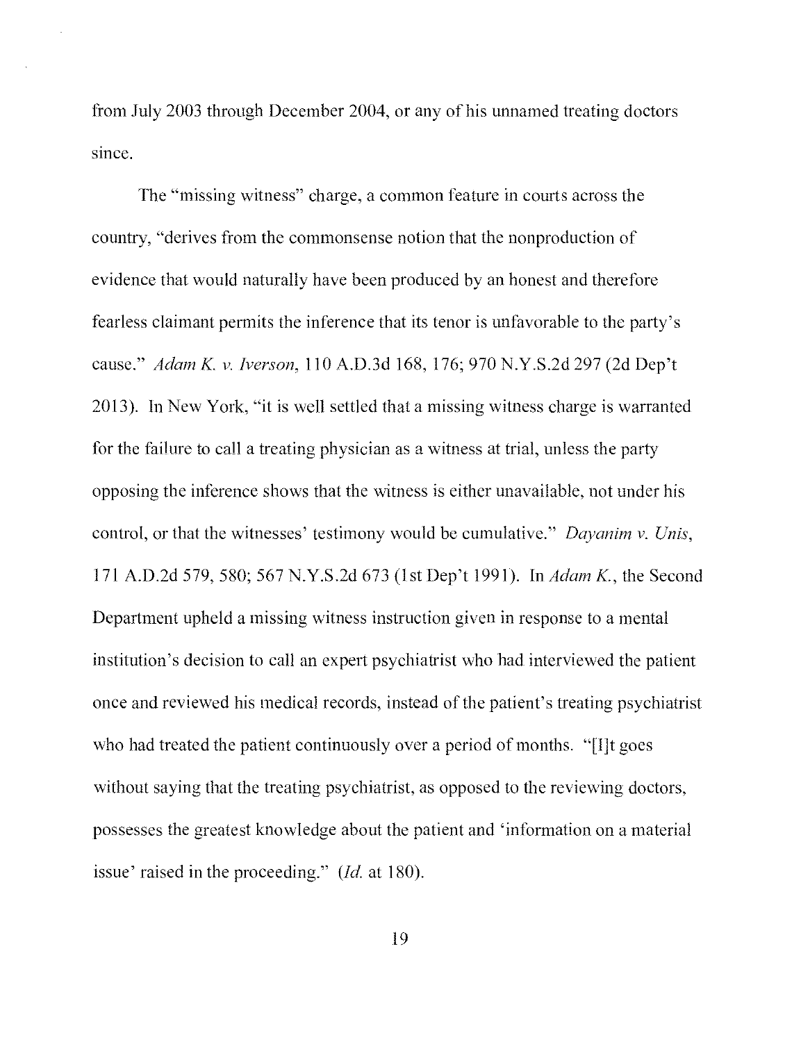from July 2003 through December 2004, or any of his unnamed treating doctors since.

The "missing witness" charge, a common feature in courts across the country, "derives from the commonsense notion that the nonproduction of evidence that would naturally have been produced by an honest and therefore fearless claimant permits the inference that its tenor is unfavorable to the party's cause." *Adam K. v. Iverson*, 110 A.D.3d 168, 176; 970 N.Y.S.2d 297 (2d Dep't 2013). In New York, "it is well settled that a missing witness charge is warranted for the failure to call a treating physician as a witness at trial, unless the party opposing the inference shows that the witness is either unavailable, not under his control, or that the witnesses' testimony would be cumulative." *Dayanim v. Unis*, 171 A.D.2d 579, 580; 567 N.Y.S.2d 673 (1st Dep't 1991). In *Adam K.*, the Second Department upheld a missing witness instruction given in response to a mental institution's decision to call an expert psychiatrist who had interviewed the patient once and reviewed his medical records, instead of the patient's treating psychiatrist who had treated the patient continuously over a period of months. "[I]t goes without saying that the treating psychiatrist, as opposed to the reviewing doctors, possesses the greatest knowledge about the patient and 'information on a material issue' raised in the proceeding." (*Id.* at 180).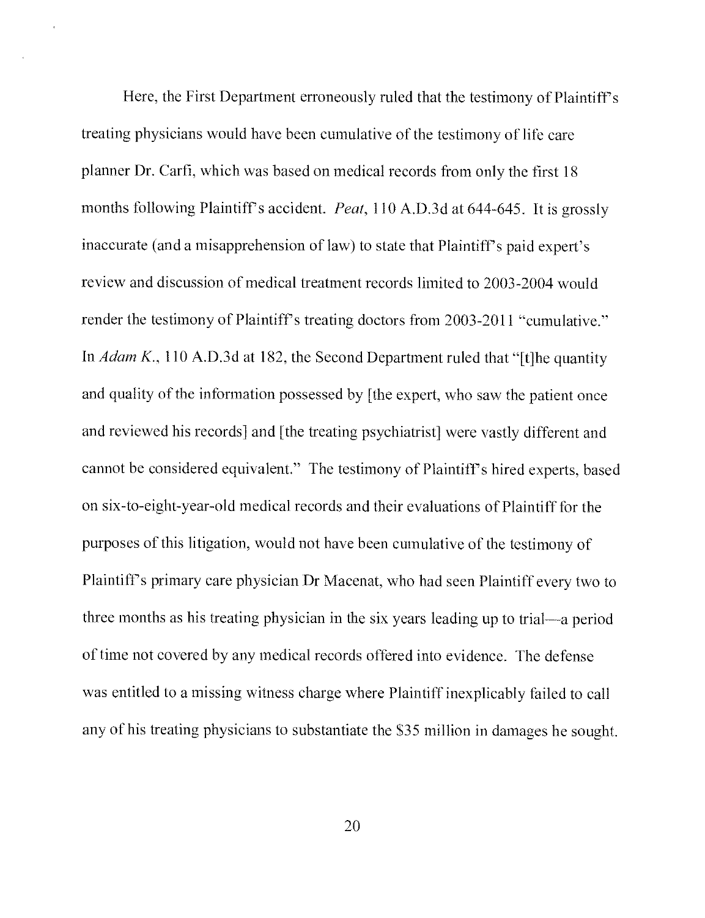Here, the First Department erroneously ruled that the testimony of Plaintiff's treating physicians would have been cumulative of the testimony of life care planner Dr. Carfi, which was based on medical records from only the first 18 months following Plaintiff's accident. *Peat*, 110 A.D.3d at 644-645. It is grossly inaccurate (and a misapprehension of law) to state that Plaintiff's paid expert's review and discussion of medical treatment records limited to 2003-2004 would render the testimony of Plaintiff's treating doctors from 2003-2011 "cumulative." In *Adam K.*, 110 A.D.3d at 182, the Second Department ruled that "[t]he quantity and quality of the information possessed by [the expert, who saw the patient once and reviewed his records] and [the treating psychiatrist] were vastly different and cannot be considered equivalent." The testimony of Plaintiff's hired experts, based on six-to-eight-year-old medical records and their evaluations of Plaintiff for the purposes of this litigation, would not have been cumulative of the testimony of Plaintiff's primary care physician Dr Macenat, who had seen Plaintiff every two to three months as his treating physician in the six years leading up to trial—a period of time not covered by any medical records offered into evidence. The defense was entitled to a missing witness charge where Plaintiff inexplicably failed to call any of his treating physicians to substantiate the $35 million in damages he sought.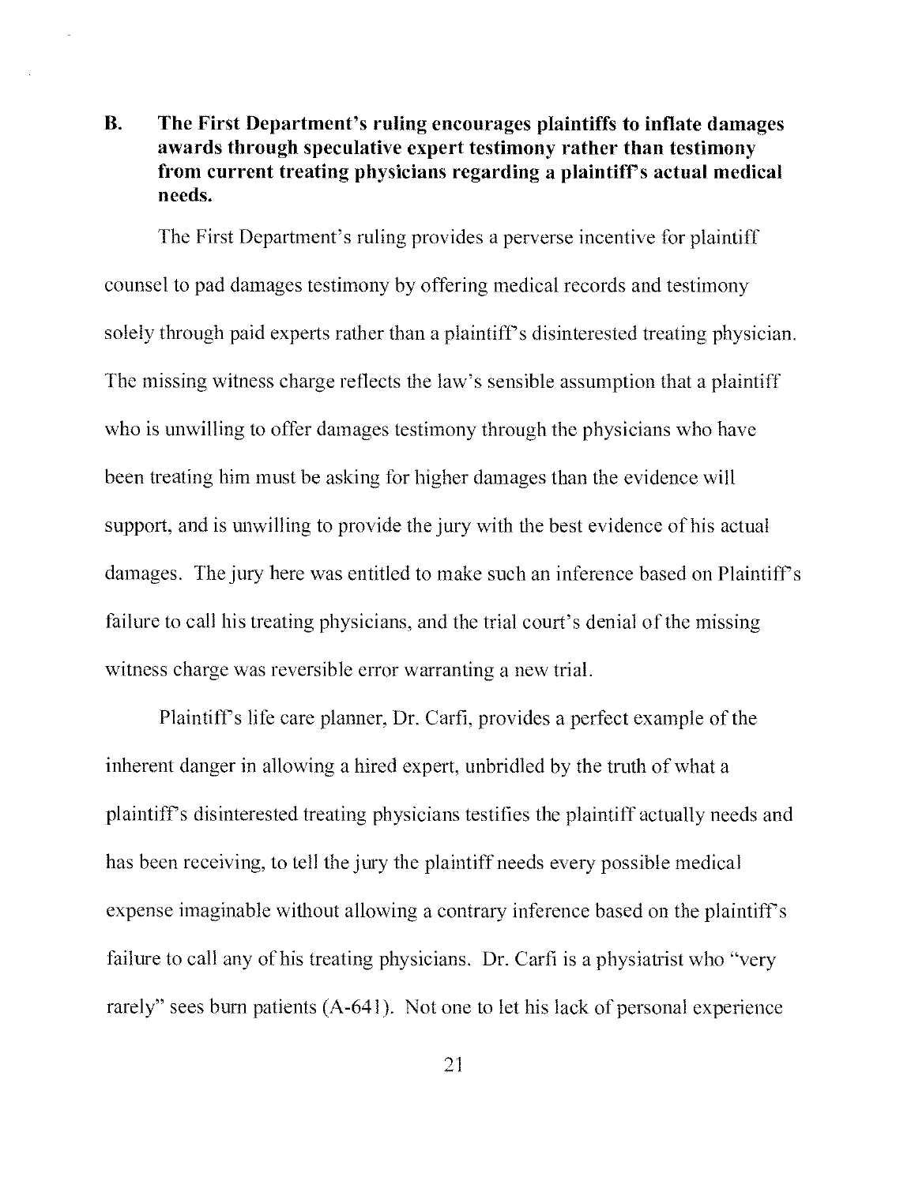### B. The First Department's ruling encourages plaintiffs to inflate damages awards through speculative expert testimony rather than testimony from current treating physicians regarding a plaintiff's actual medical needs.

The First Department's ruling provides a perverse incentive for plaintiff counsel to pad damages testimony by offering medical records and testimony solely through paid experts rather than a plaintiff's disinterested treating physician. The missing witness charge reflects the law's sensible assumption that a plaintiff who is unwilling to offer damages testimony through the physicians who have been treating him must be asking for higher damages than the evidence will support, and is unwilling to provide the jury with the best evidence of his actual damages. The jury here was entitled to make such an inference based on Plaintiff's failure to call his treating physicians, and the trial court's denial of the missing witness charge was reversible error warranting a new trial.

Plaintiff's life care planner, Dr. Carfi, provides a perfect example of the inherent danger in allowing a hired expert, unbridled by the truth of what a plaintiff's disinterested treating physicians testifies the plaintiff actually needs and has been receiving, to tell the jury the plaintiff needs every possible medical expense imaginable without allowing a contrary inference based on the plaintiff's failure to call any of his treating physicians. Dr. Carfi is a physiatrist who "very rarely" sees burn patients (A-641). Not one to let his lack of personal experience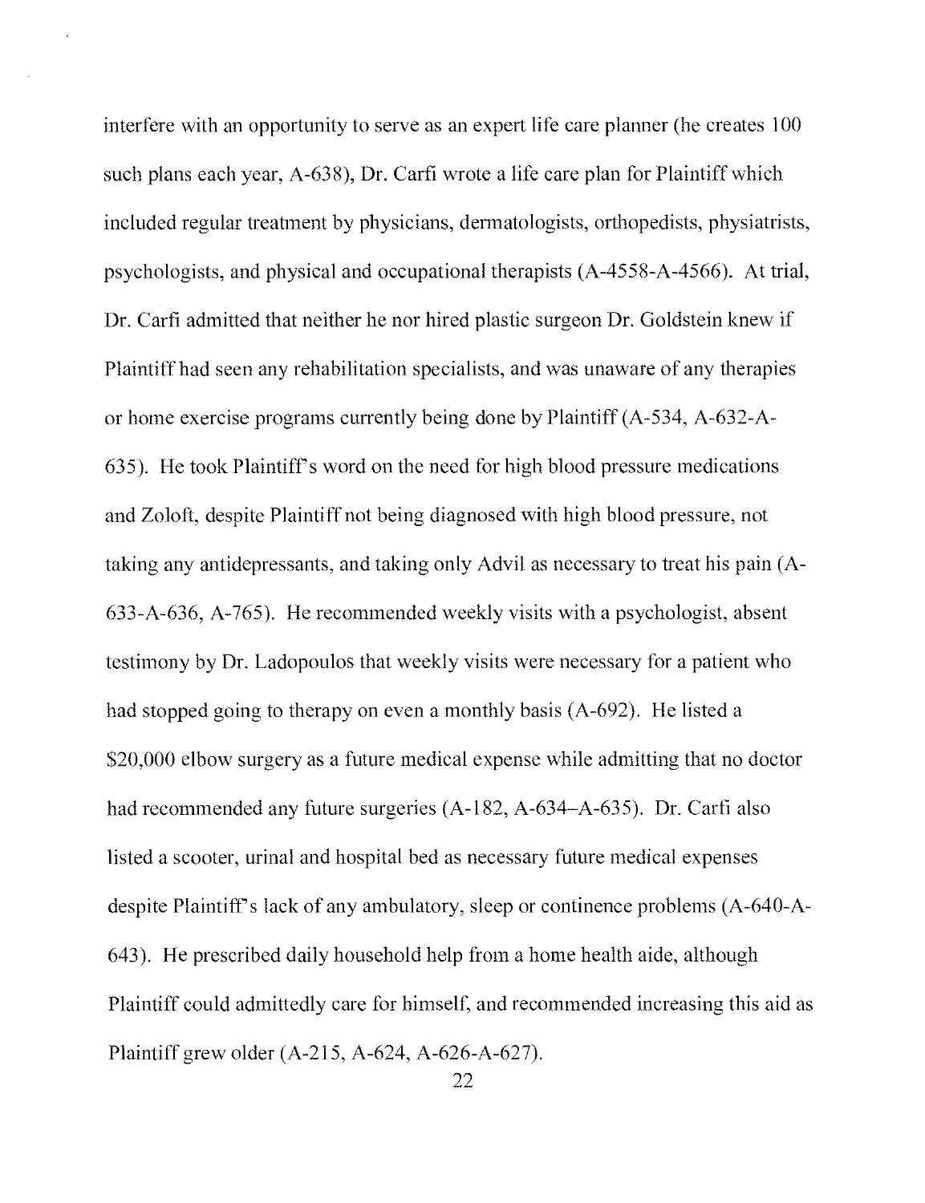interfere with an opportunity to serve as an expert life care planner (he creates 100 such plans each year, A-638), Dr. Carfi wrote a life care plan for Plaintiff which included regular treatment by physicians, dermatologists, orthopedists, physiatrists, psychologists, and physical and occupational therapists (A-4558-A-4566). At trial, Dr. Carfi admitted that neither he nor hired plastic surgeon Dr. Goldstein knew if Plaintiff had seen any rehabilitation specialists, and was unaware of any therapies or home exercise programs currently being done by Plaintiff (A-534, A-632-A-635). He took Plaintiff's word on the need for high blood pressure medications and Zoloft, despite Plaintiff not being diagnosed with high blood pressure, not taking any antidepressants, and taking only Advil as necessary to treat his pain (A-633-A-636, A-765). He recommended weekly visits with a psychologist, absent testimony by Dr. Ladopoulos that weekly visits were necessary for a patient who had stopped going to therapy on even a monthly basis (A-692). He listed a $20,000 elbow surgery as a future medical expense while admitting that no doctor had recommended any future surgeries (A-182, A-634–A-635). Dr. Carfi also listed a scooter, urinal and hospital bed as necessary future medical expenses despite Plaintiff's lack of any ambulatory, sleep or continence problems (A-640-A-643). He prescribed daily household help from a home health aide, although Plaintiff could admittedly care for himself, and recommended increasing this aid as Plaintiff grew older (A-215, A-624, A-626-A-627).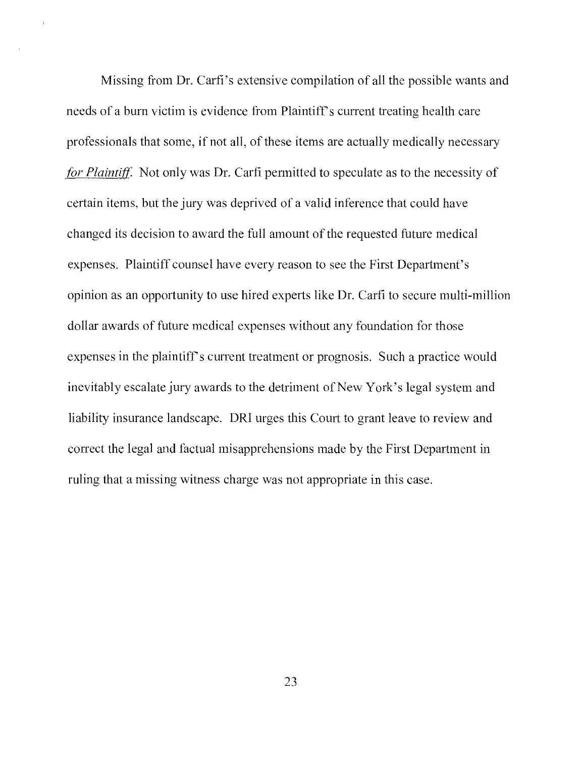Missing from Dr. Carfi's extensive compilation of all the possible wants and needs of a burn victim is evidence from Plaintiff's current treating health care professionals that some, if not all, of these items are actually medically necessary *for Plaintiff*. Not only was Dr. Carfi permitted to speculate as to the necessity of certain items, but the jury was deprived of a valid inference that could have changed its decision to award the full amount of the requested future medical expenses. Plaintiff counsel have every reason to see the First Department's opinion as an opportunity to use hired experts like Dr. Carfi to secure multi-million dollar awards of future medical expenses without any foundation for those expenses in the plaintiff's current treatment or prognosis. Such a practice would inevitably escalate jury awards to the detriment of New York's legal system and liability insurance landscape. DRI urges this Court to grant leave to review and correct the legal and factual misapprehensions made by the First Department in ruling that a missing witness charge was not appropriate in this case.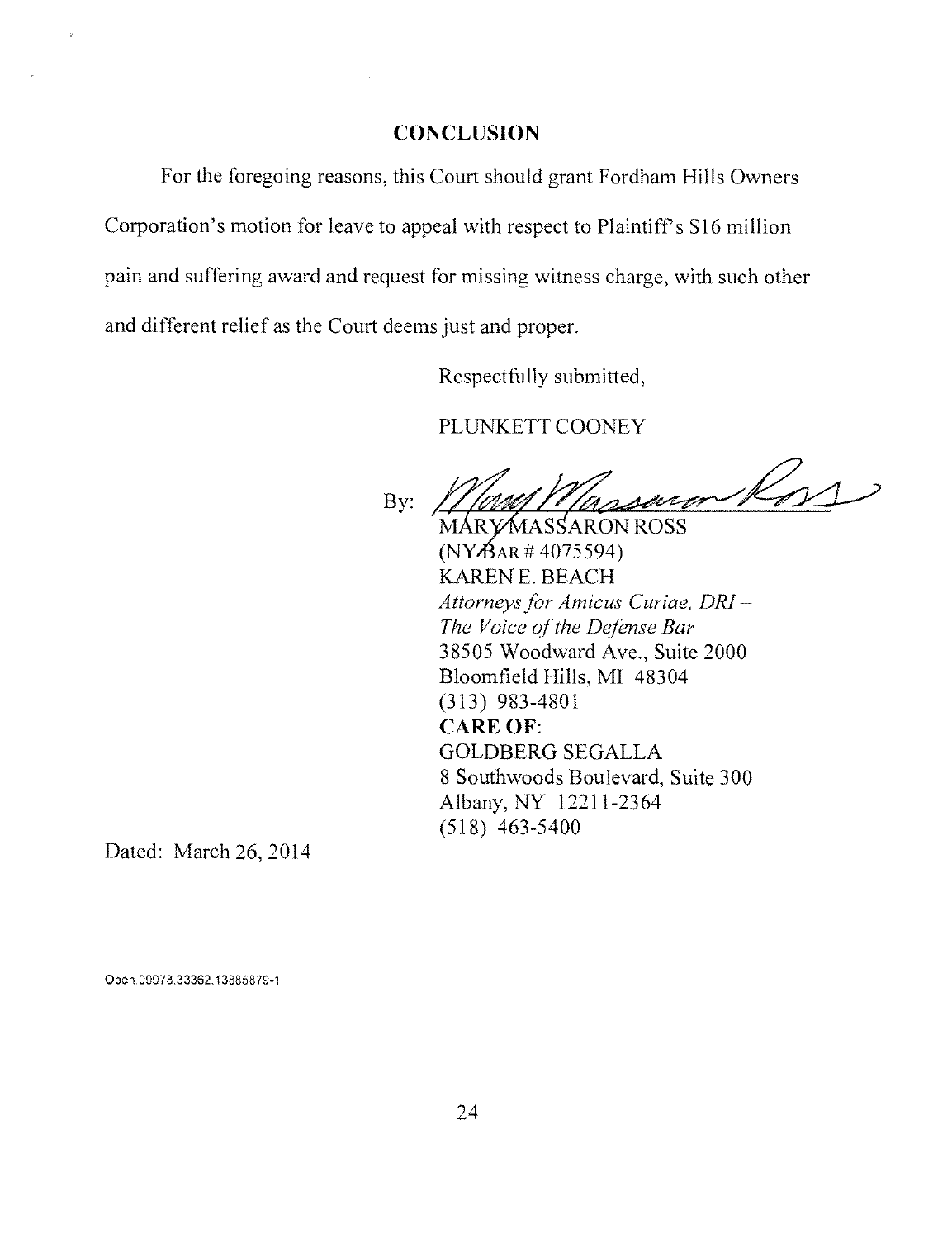## CONCLUSION

For the foregoing reasons, this Court should grant Fordham Hills Owners Corporation's motion for leave to appeal with respect to Plaintiff's $16 million pain and suffering award and request for missing witness charge, with such other and different relief as the Court deems just and proper.

Respectfully submitted,

PLUNKETT COONEY

By: MARY MASSARON ROSS
(NY BAR # 4075594)
KAREN E. BEACH
*Attorneys for Amicus Curiae, DRI – The Voice of the Defense Bar*
38505 Woodward Ave., Suite 2000
Bloomfield Hills, MI 48304
(313) 983-4801
**CARE OF**:
GOLDBERG SEGALLA
8 Southwoods Boulevard, Suite 300
Albany, NY 12211-2364
(518) 463-5400

Dated: March 26, 2014

Open.09978.33362.13885879-1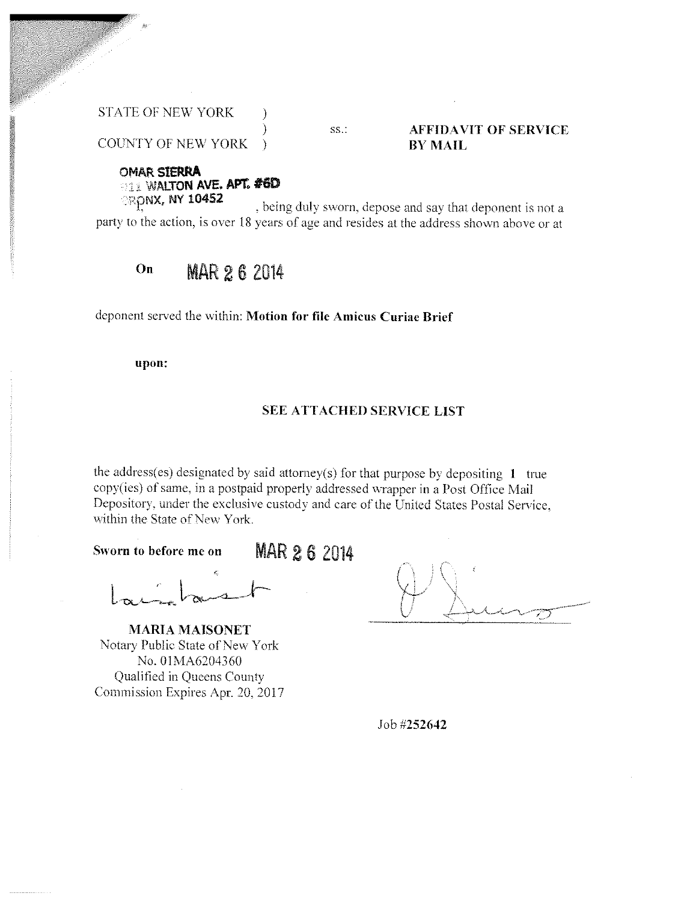STATE OF NEW YORK )
) ss.: **AFFIDAVIT OF SERVICE BY MAIL**
COUNTY OF NEW YORK )

**OMAR SIERRA**
**11 WALTON AVE. APT. #6D**
**BRONX, NY 10452**

, being duly sworn, depose and say that deponent is not a party to the action, is over 18 years of age and resides at the address shown above or at

**On** MAR 26 2014

deponent served the within: **Motion for file Amicus Curiae Brief**

**upon:**

**SEE ATTACHED SERVICE LIST**

the address(es) designated by said attorney(s) for that purpose by depositing **1** true copy(ies) of same, in a postpaid properly addressed wrapper in a Post Office Mail Depository, under the exclusive custody and care of the United States Postal Service, within the State of New York.

**Sworn to before me on** MAR 26 2014

**MARIA MAISONET**
Notary Public State of New York
No. 01MA6204360
Qualified in Queens County
Commission Expires Apr. 20, 2017

Job #**252642**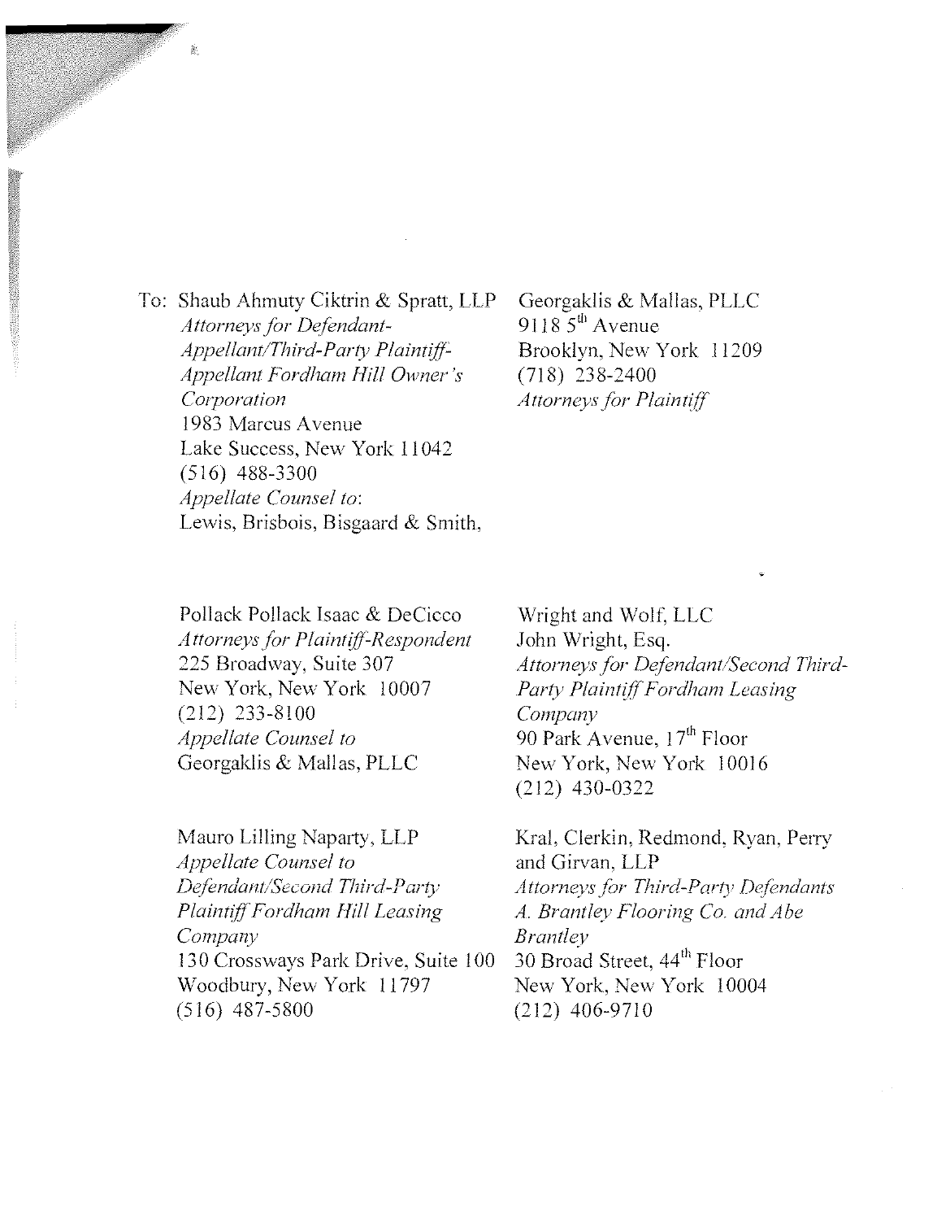To: Shaub Ahmuty Ciktrin & Spratt, LLP
*Attorneys for Defendant-Appellant/Third-Party Plaintiff-Appellant Fordham Hill Owner's Corporation*
1983 Marcus Avenue
Lake Success, New York 11042
(516) 488-3300
*Appellate Counsel to*:
Lewis, Brisbois, Bisgaard & Smith,

Georgaklis & Mallas, PLLC
9118 5th Avenue
Brooklyn, New York 11209
(718) 238-2400
*Attorneys for Plaintiff*

Pollack Pollack Isaac & DeCicco
*Attorneys for Plaintiff-Respondent*
225 Broadway, Suite 307
New York, New York 10007
(212) 233-8100
*Appellate Counsel to*
Georgaklis & Mallas, PLLC

Wright and Wolf, LLC
John Wright, Esq.
*Attorneys for Defendant/Second Third-Party Plaintiff Fordham Leasing Company*
90 Park Avenue, 17th Floor
New York, New York 10016
(212) 430-0322

Mauro Lilling Naparty, LLP
*Appellate Counsel to Defendant/Second Third-Party Plaintiff Fordham Hill Leasing Company*
130 Crossways Park Drive, Suite 100
Woodbury, New York 11797
(516) 487-5800

Kral, Clerkin, Redmond, Ryan, Perry and Girvan, LLP
*Attorneys for Third-Party Defendants A. Brantley Flooring Co. and Abe Brantley*
30 Broad Street, 44th Floor
New York, New York 10004
(212) 406-9710